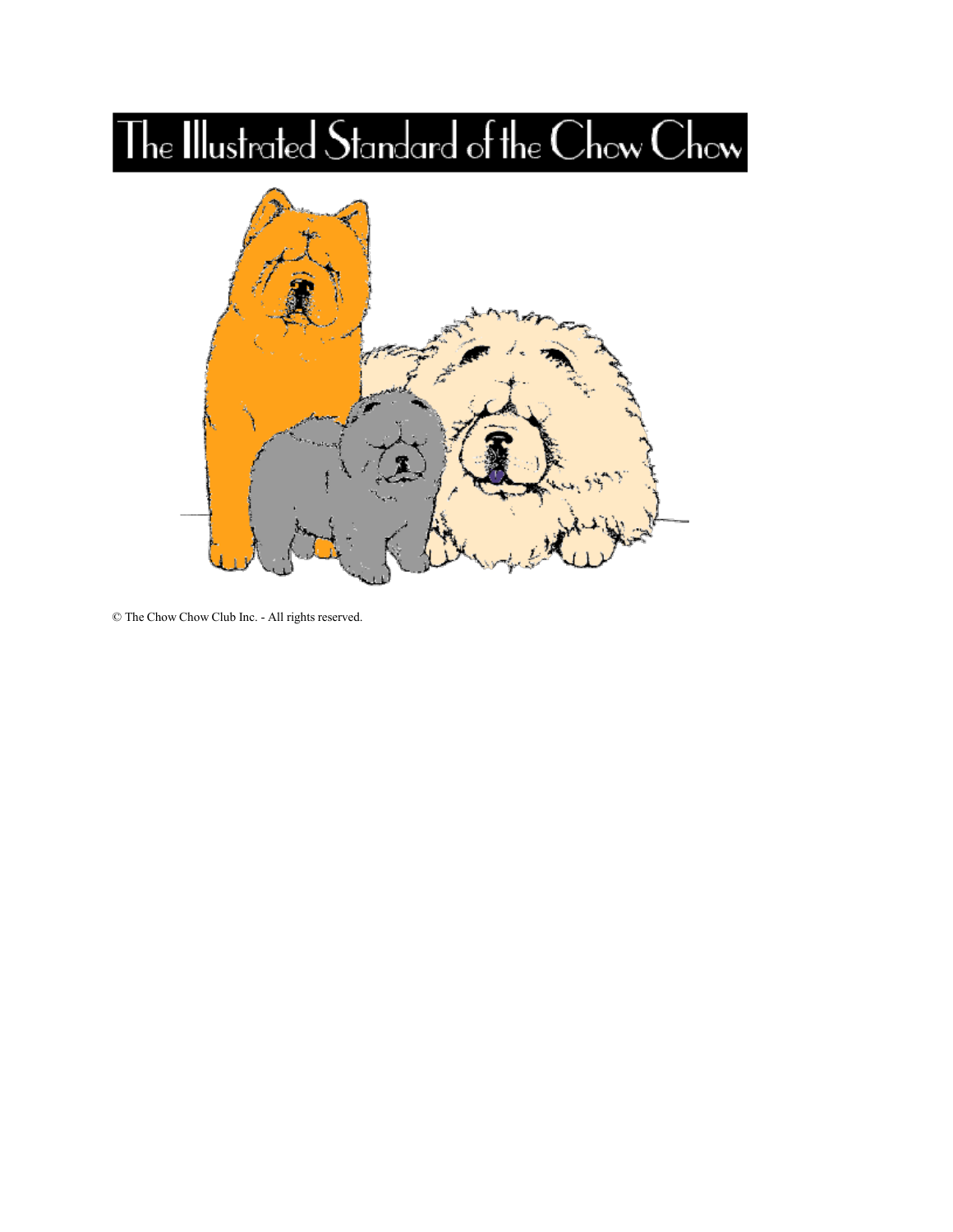# The Illustrated Standard of the Chow Chow

© The Chow Chow Club Inc. - All rights reserved.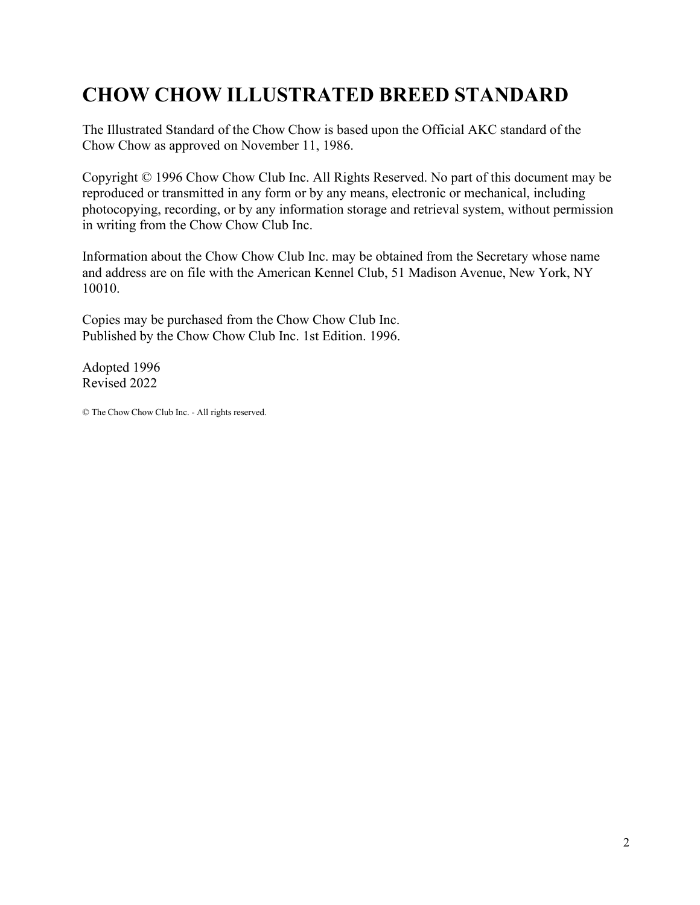# CHOW CHOW ILLUSTRATED BREED STANDARD

The Illustrated Standard of the Chow Chow is based upon the Official AKC standard of the Chow Chow as approved on November 11, 1986.

Copyright © 1996 Chow Chow Club Inc. All Rights Reserved. No part of this document may be reproduced or transmitted in any form or by any means, electronic or mechanical, including photocopying, recording, or by any information storage and retrieval system, without permission in writing from the Chow Chow Club Inc.

Information about the Chow Chow Club Inc. may be obtained from the Secretary whose name and address are on file with the American Kennel Club, 51 Madison Avenue, New York, NY 10010.

Copies may be purchased from the Chow Chow Club Inc.
Published by the Chow Chow Club Inc. 1st Edition. 1996.

Adopted 1996
Revised 2022

© The Chow Chow Club Inc. - All rights reserved.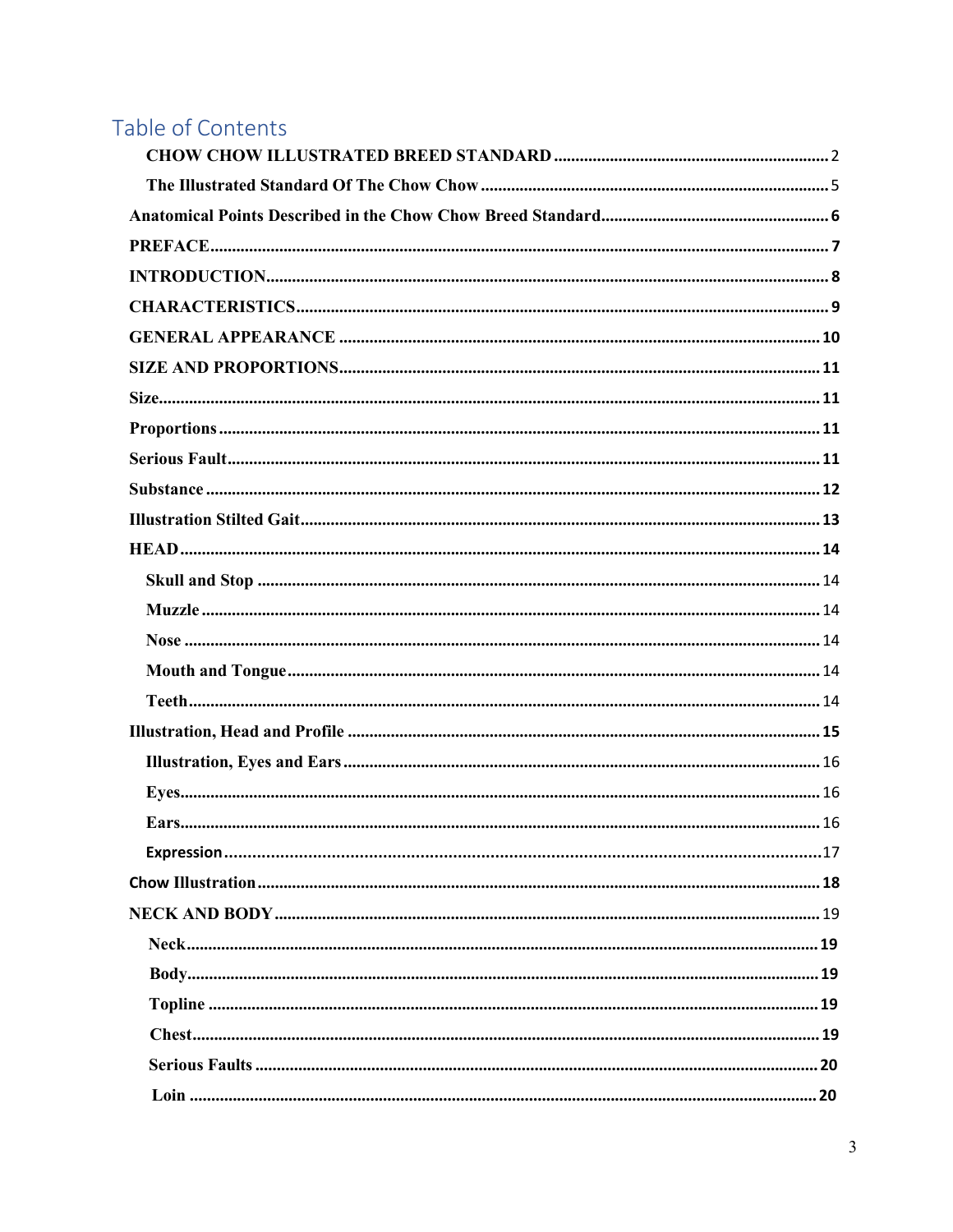# Table of Contents

- CHOW CHOW ILLUSTRATED BREED STANDARD ........ 2
- The Illustrated Standard Of The Chow Chow ........ 5
- Anatomical Points Described in the Chow Chow Breed Standard ........ 6
- PREFACE ........ 7
- INTRODUCTION ........ 8
- CHARACTERISTICS ........ 9
- GENERAL APPEARANCE ........ 10
- SIZE AND PROPORTIONS ........ 11
- Size ........ 11
- Proportions ........ 11
- Serious Fault ........ 11
- Substance ........ 12
- Illustration Stilted Gait ........ 13
- HEAD ........ 14
  - Skull and Stop ........ 14
  - Muzzle ........ 14
  - Nose ........ 14
  - Mouth and Tongue ........ 14
  - Teeth ........ 14
- Illustration, Head and Profile ........ 15
  - Illustration, Eyes and Ears ........ 16
  - Eyes ........ 16
  - Ears ........ 16
  - Expression ........ 17
- Chow Illustration ........ 18
- NECK AND BODY ........ 19
  - Neck ........ 19
  - Body ........ 19
  - Topline ........ 19
  - Chest ........ 19
  - Serious Faults ........ 20
  - Loin ........ 20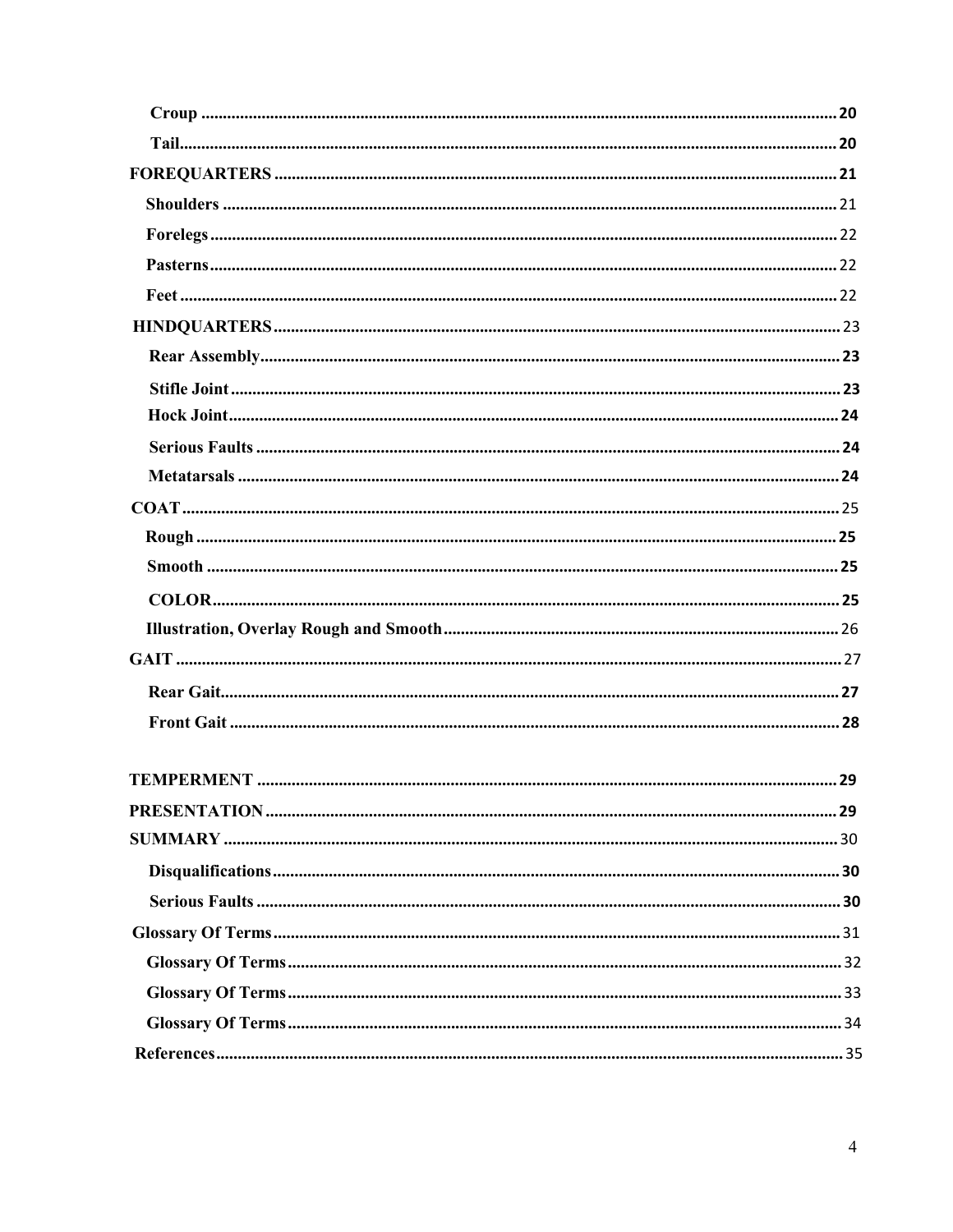- **Croup** ........ 20
- **Tail** ........ 20

**FOREQUARTERS** ........ 21

- **Shoulders** ........ 21
- **Forelegs** ........ 22
- **Pasterns** ........ 22
- **Feet** ........ 22

**HINDQUARTERS** ........ 23

- **Rear Assembly** ........ 23
- **Stifle Joint** ........ 23
- **Hock Joint** ........ 24
- **Serious Faults** ........ 24
- **Metatarsals** ........ 24

**COAT** ........ 25

- **Rough** ........ 25
- **Smooth** ........ 25
- **COLOR** ........ 25
- **Illustration, Overlay Rough and Smooth** ........ 26

**GAIT** ........ 27

- **Rear Gait** ........ 27
- **Front Gait** ........ 28

**TEMPERMENT** ........ 29

**PRESENTATION** ........ 29

**SUMMARY** ........ 30

- **Disqualifications** ........ 30
- **Serious Faults** ........ 30

**Glossary Of Terms** ........ 31

- **Glossary Of Terms** ........ 32
- **Glossary Of Terms** ........ 33
- **Glossary Of Terms** ........ 34

**References** ........ 35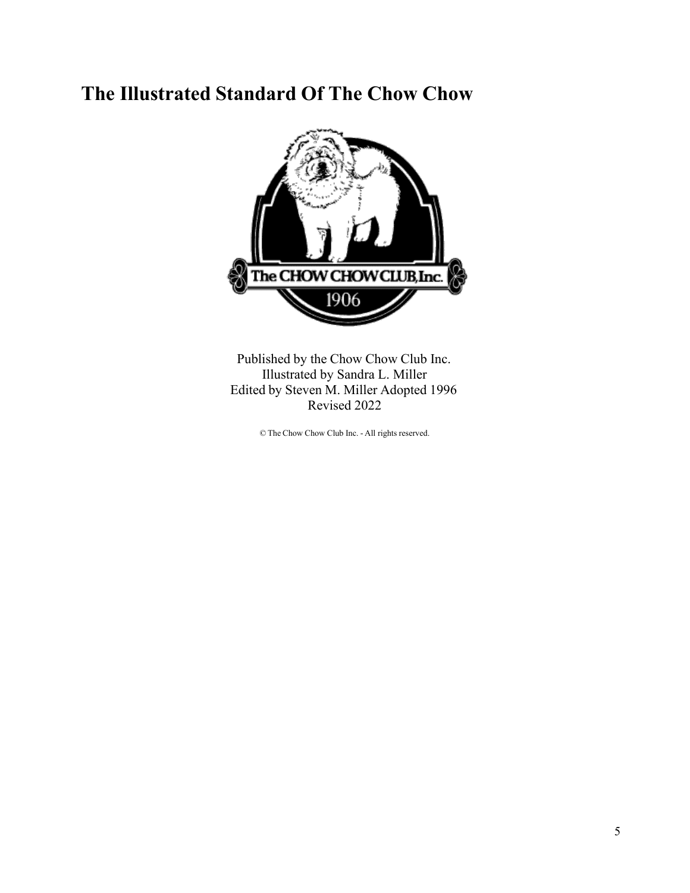# The Illustrated Standard Of The Chow Chow

Published by the Chow Chow Club Inc.
Illustrated by Sandra L. Miller
Edited by Steven M. Miller Adopted 1996
Revised 2022

© The Chow Chow Club Inc. - All rights reserved.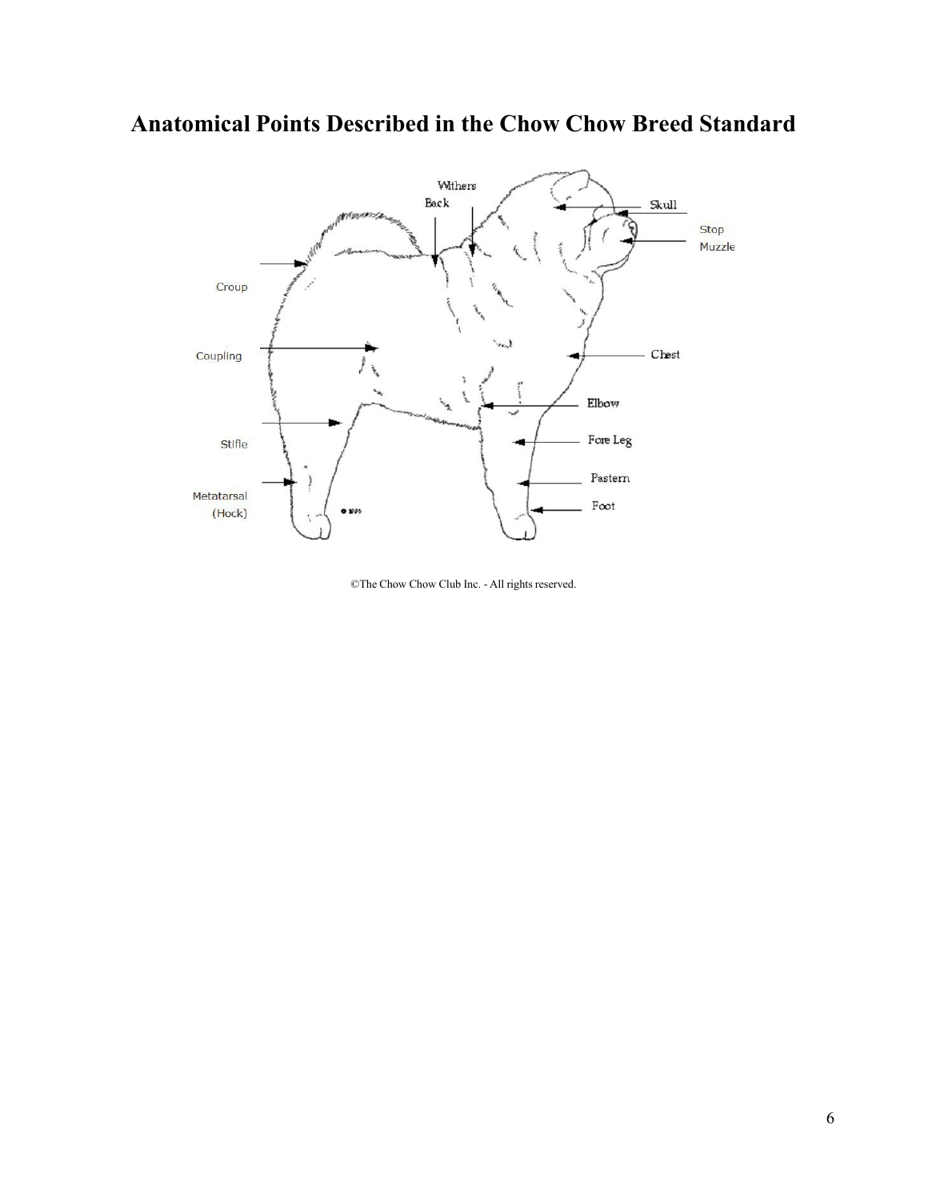# Anatomical Points Described in the Chow Chow Breed Standard

Withers
Back
Skull
Stop
Muzzle
Croup
Coupling
Chest
Elbow
Fore Leg
Stifle
Pastern
Metatarsal (Hock)
Foot

©The Chow Chow Club Inc. - All rights reserved.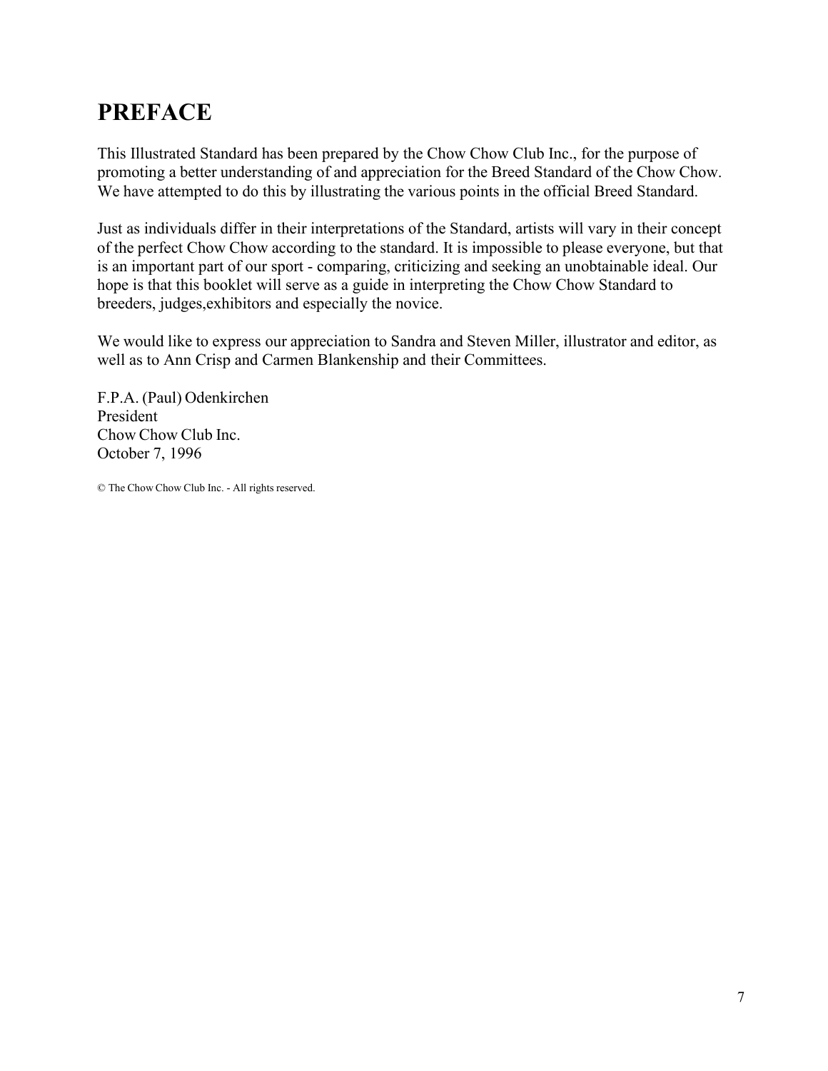# PREFACE

This Illustrated Standard has been prepared by the Chow Chow Club Inc., for the purpose of promoting a better understanding of and appreciation for the Breed Standard of the Chow Chow. We have attempted to do this by illustrating the various points in the official Breed Standard.

Just as individuals differ in their interpretations of the Standard, artists will vary in their concept of the perfect Chow Chow according to the standard. It is impossible to please everyone, but that is an important part of our sport - comparing, criticizing and seeking an unobtainable ideal. Our hope is that this booklet will serve as a guide in interpreting the Chow Chow Standard to breeders, judges,exhibitors and especially the novice.

We would like to express our appreciation to Sandra and Steven Miller, illustrator and editor, as well as to Ann Crisp and Carmen Blankenship and their Committees.

F.P.A. (Paul) Odenkirchen
President
Chow Chow Club Inc.
October 7, 1996

© The Chow Chow Club Inc. - All rights reserved.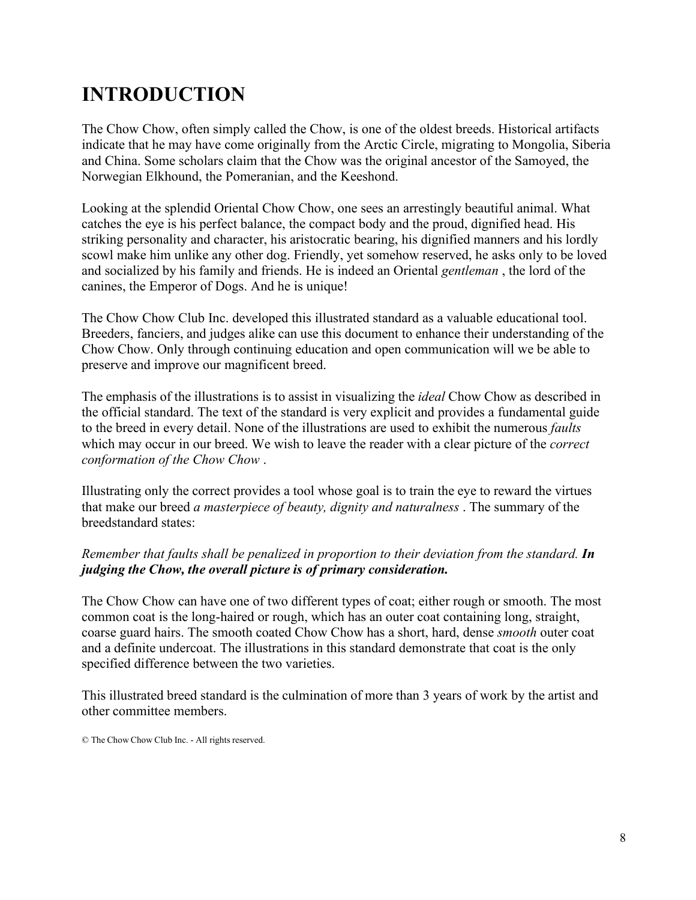# INTRODUCTION

The Chow Chow, often simply called the Chow, is one of the oldest breeds. Historical artifacts indicate that he may have come originally from the Arctic Circle, migrating to Mongolia, Siberia and China. Some scholars claim that the Chow was the original ancestor of the Samoyed, the Norwegian Elkhound, the Pomeranian, and the Keeshond.

Looking at the splendid Oriental Chow Chow, one sees an arrestingly beautiful animal. What catches the eye is his perfect balance, the compact body and the proud, dignified head. His striking personality and character, his aristocratic bearing, his dignified manners and his lordly scowl make him unlike any other dog. Friendly, yet somehow reserved, he asks only to be loved and socialized by his family and friends. He is indeed an Oriental *gentleman* , the lord of the canines, the Emperor of Dogs. And he is unique!

The Chow Chow Club Inc. developed this illustrated standard as a valuable educational tool. Breeders, fanciers, and judges alike can use this document to enhance their understanding of the Chow Chow. Only through continuing education and open communication will we be able to preserve and improve our magnificent breed.

The emphasis of the illustrations is to assist in visualizing the *ideal* Chow Chow as described in the official standard. The text of the standard is very explicit and provides a fundamental guide to the breed in every detail. None of the illustrations are used to exhibit the numerous *faults* which may occur in our breed. We wish to leave the reader with a clear picture of the *correct conformation of the Chow Chow* .

Illustrating only the correct provides a tool whose goal is to train the eye to reward the virtues that make our breed *a masterpiece of beauty, dignity and naturalness* . The summary of the breedstandard states:

*Remember that faults shall be penalized in proportion to their deviation from the standard.* ***In judging the Chow, the overall picture is of primary consideration.***

The Chow Chow can have one of two different types of coat; either rough or smooth. The most common coat is the long-haired or rough, which has an outer coat containing long, straight, coarse guard hairs. The smooth coated Chow Chow has a short, hard, dense *smooth* outer coat and a definite undercoat. The illustrations in this standard demonstrate that coat is the only specified difference between the two varieties.

This illustrated breed standard is the culmination of more than 3 years of work by the artist and other committee members.

© The Chow Chow Club Inc. - All rights reserved.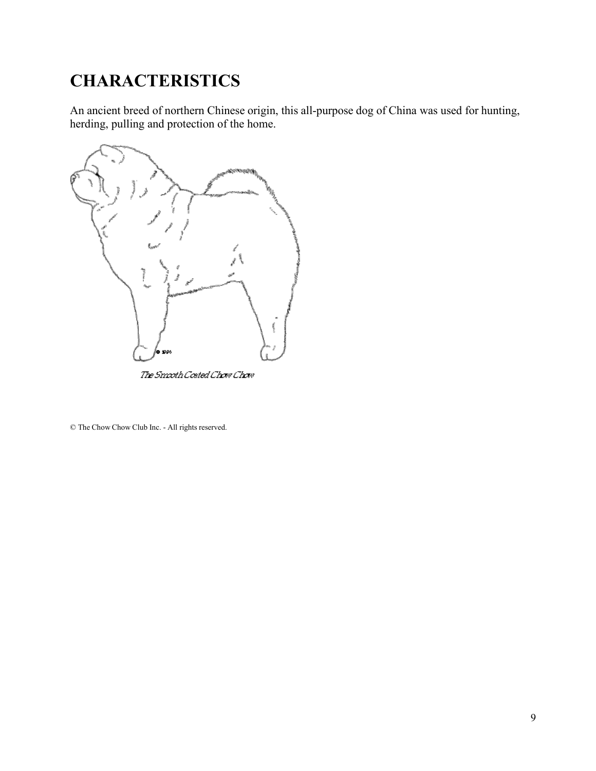# CHARACTERISTICS

An ancient breed of northern Chinese origin, this all-purpose dog of China was used for hunting, herding, pulling and protection of the home.

The Smooth Coated Chow Chow

© The Chow Chow Club Inc. - All rights reserved.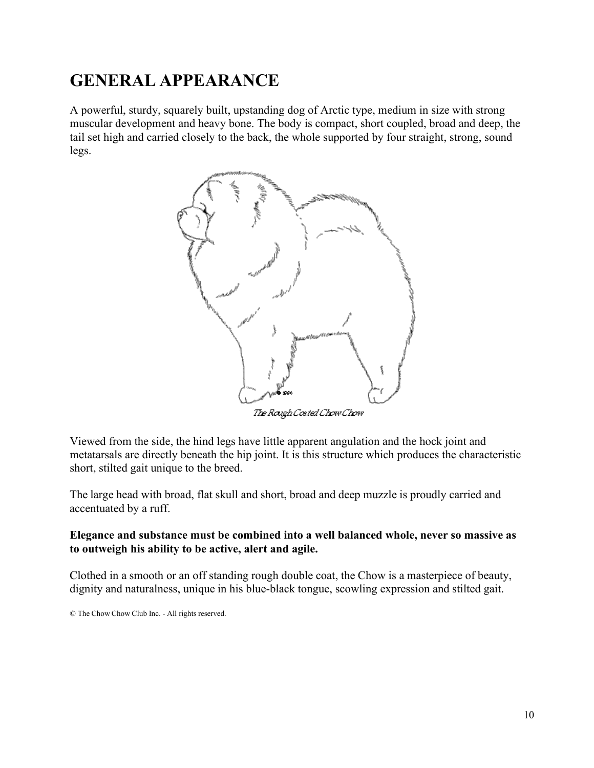# GENERAL APPEARANCE

A powerful, sturdy, squarely built, upstanding dog of Arctic type, medium in size with strong muscular development and heavy bone. The body is compact, short coupled, broad and deep, the tail set high and carried closely to the back, the whole supported by four straight, strong, sound legs.

The Rough Coated Chow Chow

Viewed from the side, the hind legs have little apparent angulation and the hock joint and metatarsals are directly beneath the hip joint. It is this structure which produces the characteristic short, stilted gait unique to the breed.

The large head with broad, flat skull and short, broad and deep muzzle is proudly carried and accentuated by a ruff.

**Elegance and substance must be combined into a well balanced whole, never so massive as to outweigh his ability to be active, alert and agile.**

Clothed in a smooth or an off standing rough double coat, the Chow is a masterpiece of beauty, dignity and naturalness, unique in his blue-black tongue, scowling expression and stilted gait.

© The Chow Chow Club Inc. - All rights reserved.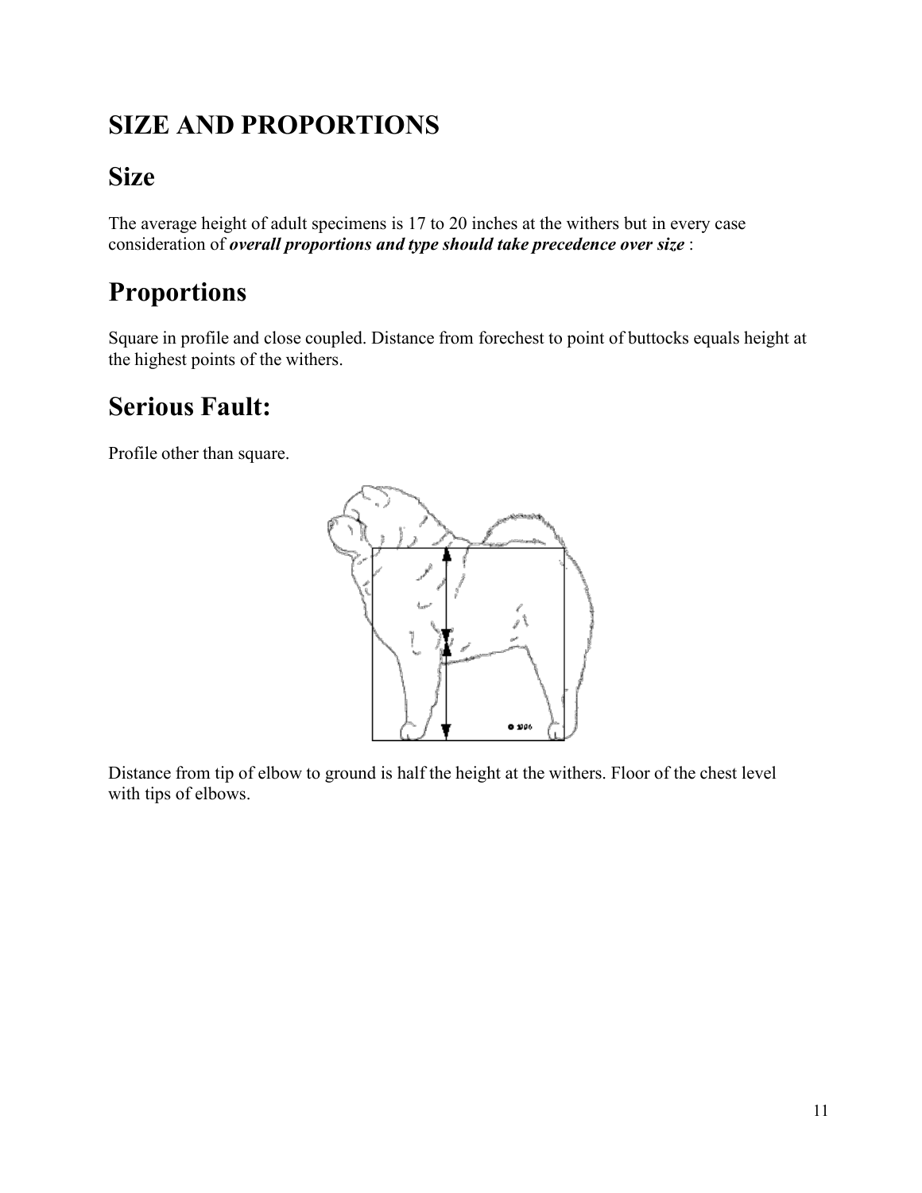# SIZE AND PROPORTIONS

## Size

The average height of adult specimens is 17 to 20 inches at the withers but in every case consideration of ***overall proportions and type should take precedence over size*** :

## Proportions

Square in profile and close coupled. Distance from forechest to point of buttocks equals height at the highest points of the withers.

## Serious Fault:

Profile other than square.

Distance from tip of elbow to ground is half the height at the withers. Floor of the chest level with tips of elbows.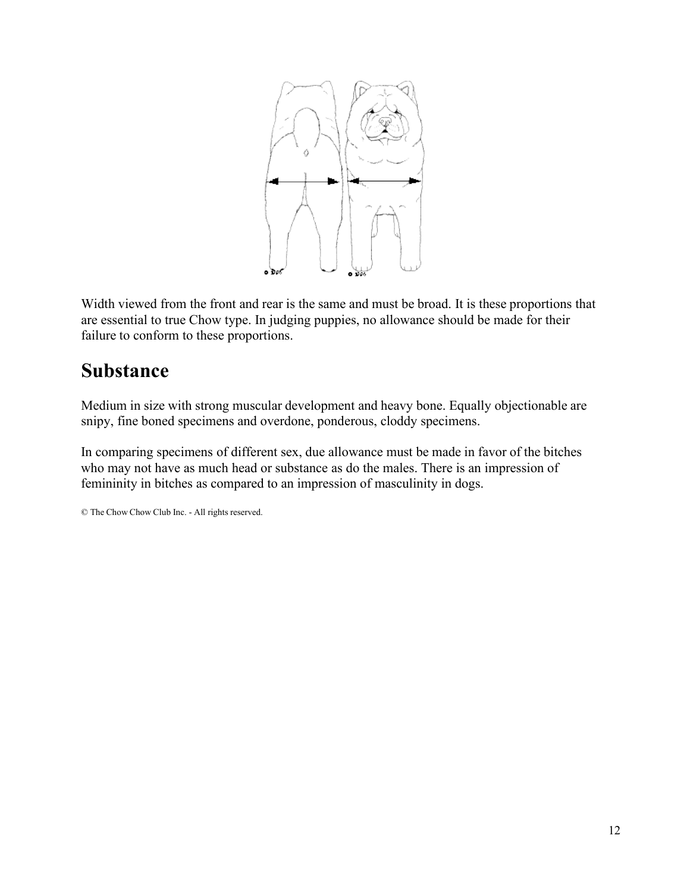Width viewed from the front and rear is the same and must be broad. It is these proportions that are essential to true Chow type. In judging puppies, no allowance should be made for their failure to conform to these proportions.

## Substance

Medium in size with strong muscular development and heavy bone. Equally objectionable are snipy, fine boned specimens and overdone, ponderous, cloddy specimens.

In comparing specimens of different sex, due allowance must be made in favor of the bitches who may not have as much head or substance as do the males. There is an impression of femininity in bitches as compared to an impression of masculinity in dogs.

© The Chow Chow Club Inc. - All rights reserved.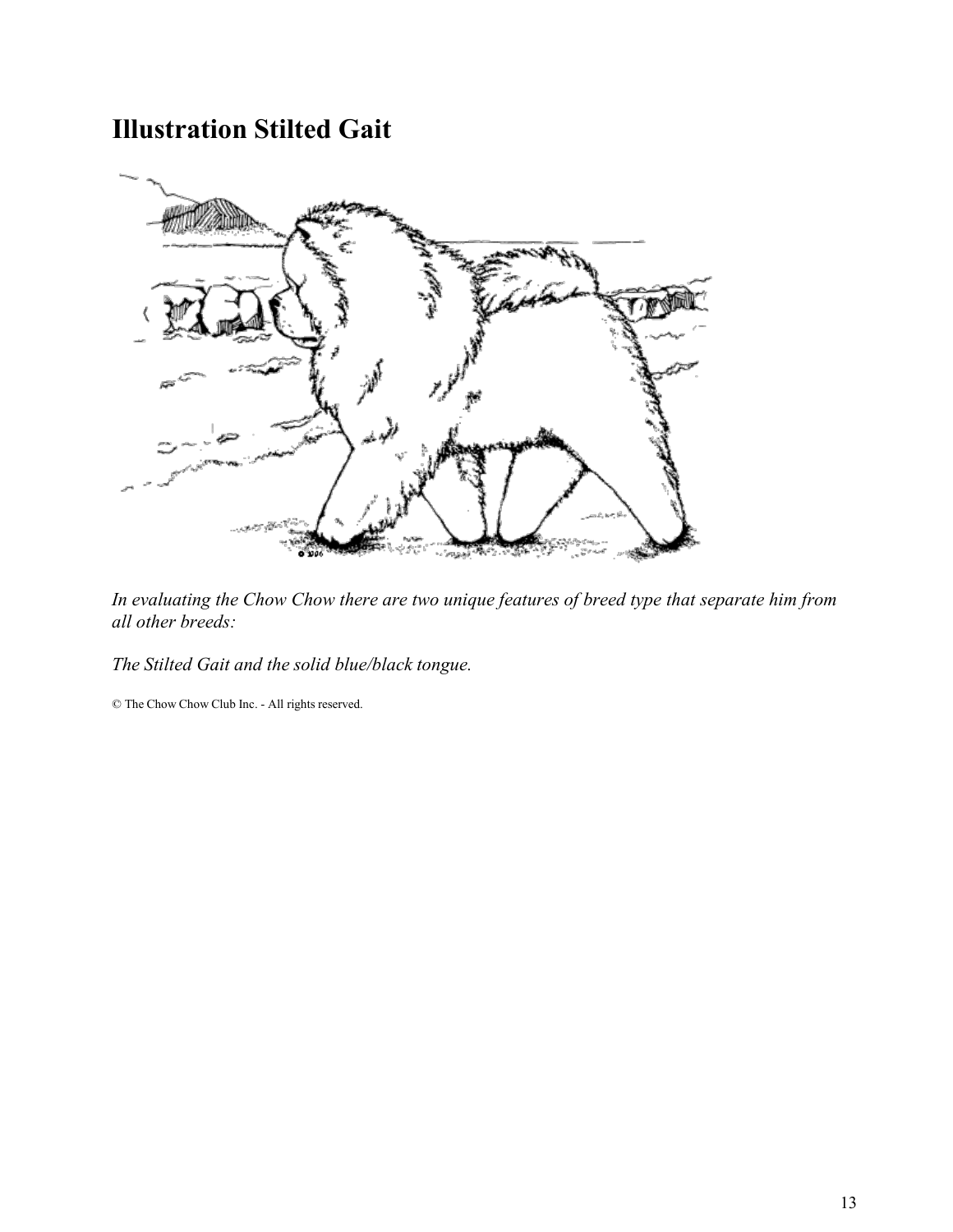## Illustration Stilted Gait

*In evaluating the Chow Chow there are two unique features of breed type that separate him from all other breeds:*

*The Stilted Gait and the solid blue/black tongue.*

© The Chow Chow Club Inc. - All rights reserved.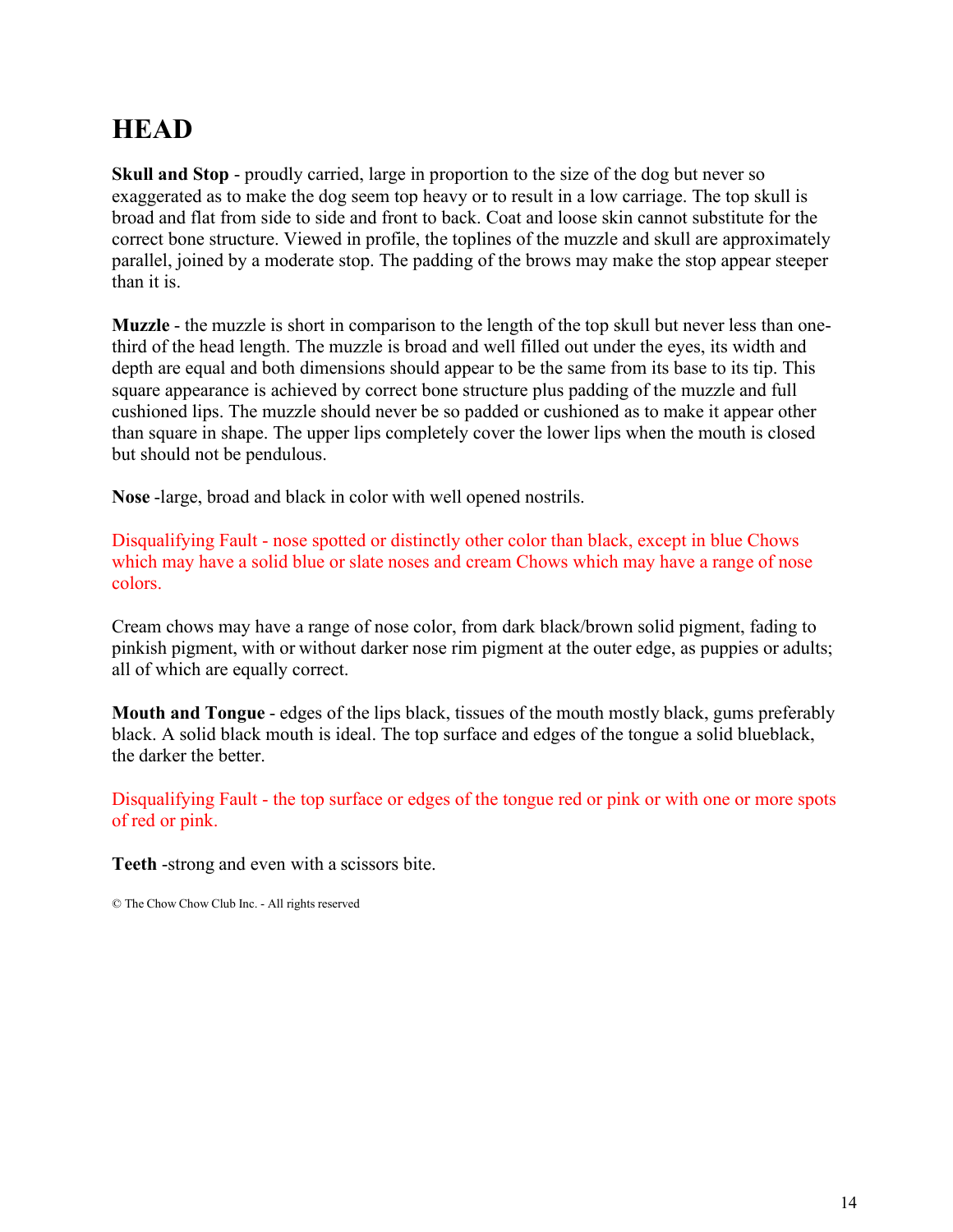# HEAD

**Skull and Stop** - proudly carried, large in proportion to the size of the dog but never so exaggerated as to make the dog seem top heavy or to result in a low carriage. The top skull is broad and flat from side to side and front to back. Coat and loose skin cannot substitute for the correct bone structure. Viewed in profile, the toplines of the muzzle and skull are approximately parallel, joined by a moderate stop. The padding of the brows may make the stop appear steeper than it is.

**Muzzle** - the muzzle is short in comparison to the length of the top skull but never less than one-third of the head length. The muzzle is broad and well filled out under the eyes, its width and depth are equal and both dimensions should appear to be the same from its base to its tip. This square appearance is achieved by correct bone structure plus padding of the muzzle and full cushioned lips. The muzzle should never be so padded or cushioned as to make it appear other than square in shape. The upper lips completely cover the lower lips when the mouth is closed but should not be pendulous.

**Nose** -large, broad and black in color with well opened nostrils.

Disqualifying Fault - nose spotted or distinctly other color than black, except in blue Chows which may have a solid blue or slate noses and cream Chows which may have a range of nose colors.

Cream chows may have a range of nose color, from dark black/brown solid pigment, fading to pinkish pigment, with or without darker nose rim pigment at the outer edge, as puppies or adults; all of which are equally correct.

**Mouth and Tongue** - edges of the lips black, tissues of the mouth mostly black, gums preferably black. A solid black mouth is ideal. The top surface and edges of the tongue a solid blueblack, the darker the better.

Disqualifying Fault - the top surface or edges of the tongue red or pink or with one or more spots of red or pink.

**Teeth** -strong and even with a scissors bite.

© The Chow Chow Club Inc. - All rights reserved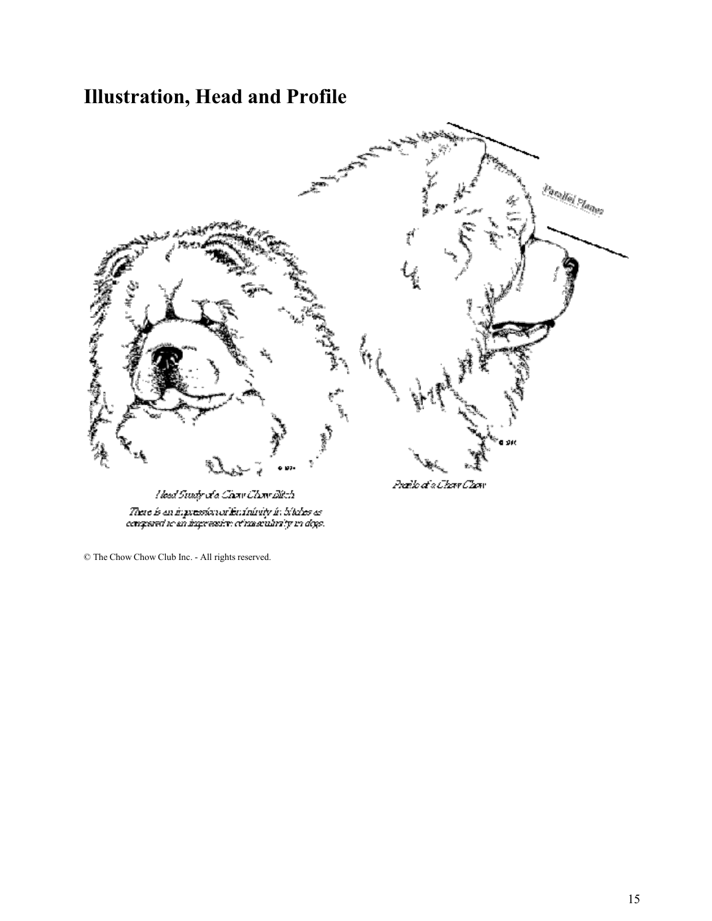# Illustration, Head and Profile

Head Study of a Chow Chow Bitch

There is an impression of femininity in bitches as compared to an impression of masculinity in dogs.

Profile of a Chow Chow

© The Chow Chow Club Inc. - All rights reserved.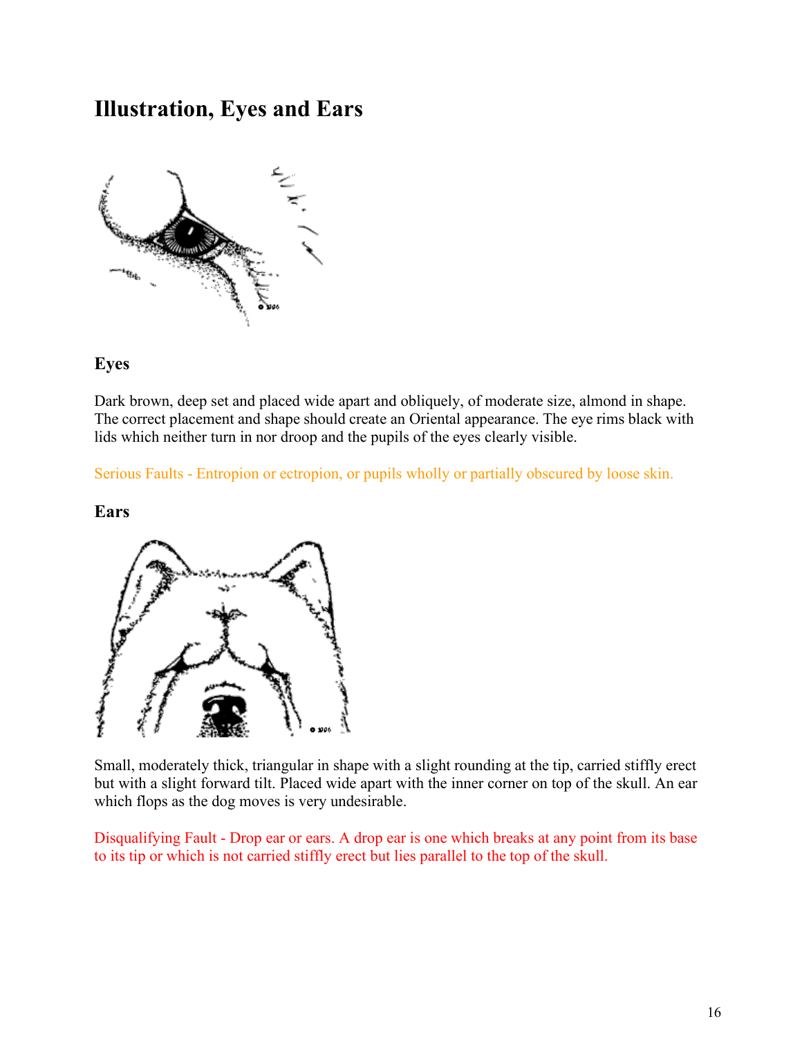## Illustration, Eyes and Ears

### Eyes

Dark brown, deep set and placed wide apart and obliquely, of moderate size, almond in shape. The correct placement and shape should create an Oriental appearance. The eye rims black with lids which neither turn in nor droop and the pupils of the eyes clearly visible.

Serious Faults - Entropion or ectropion, or pupils wholly or partially obscured by loose skin.

### Ears

Small, moderately thick, triangular in shape with a slight rounding at the tip, carried stiffly erect but with a slight forward tilt. Placed wide apart with the inner corner on top of the skull. An ear which flops as the dog moves is very undesirable.

Disqualifying Fault - Drop ear or ears. A drop ear is one which breaks at any point from its base to its tip or which is not carried stiffly erect but lies parallel to the top of the skull.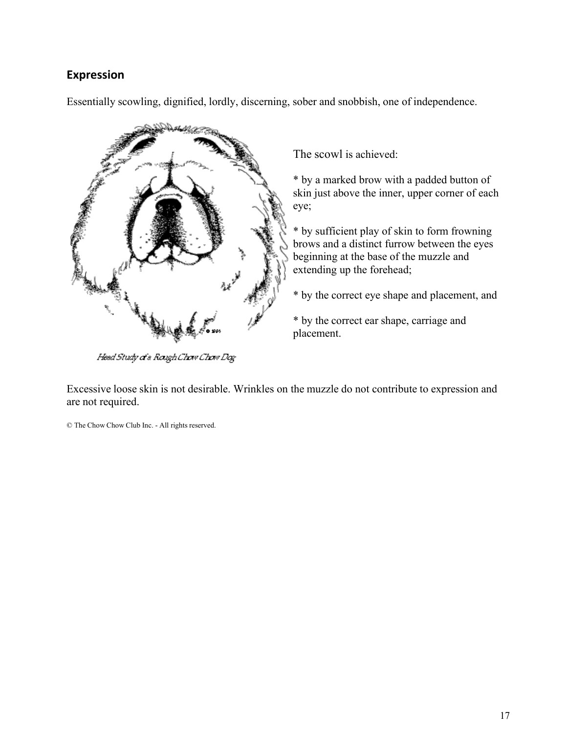## Expression

Essentially scowling, dignified, lordly, discerning, sober and snobbish, one of independence.

*Head Study of a Rough Chow Chow Dog*

The scowl is achieved:

* by a marked brow with a padded button of skin just above the inner, upper corner of each eye;

* by sufficient play of skin to form frowning brows and a distinct furrow between the eyes beginning at the base of the muzzle and extending up the forehead;

* by the correct eye shape and placement, and

* by the correct ear shape, carriage and placement.

Excessive loose skin is not desirable. Wrinkles on the muzzle do not contribute to expression and are not required.

© The Chow Chow Club Inc. - All rights reserved.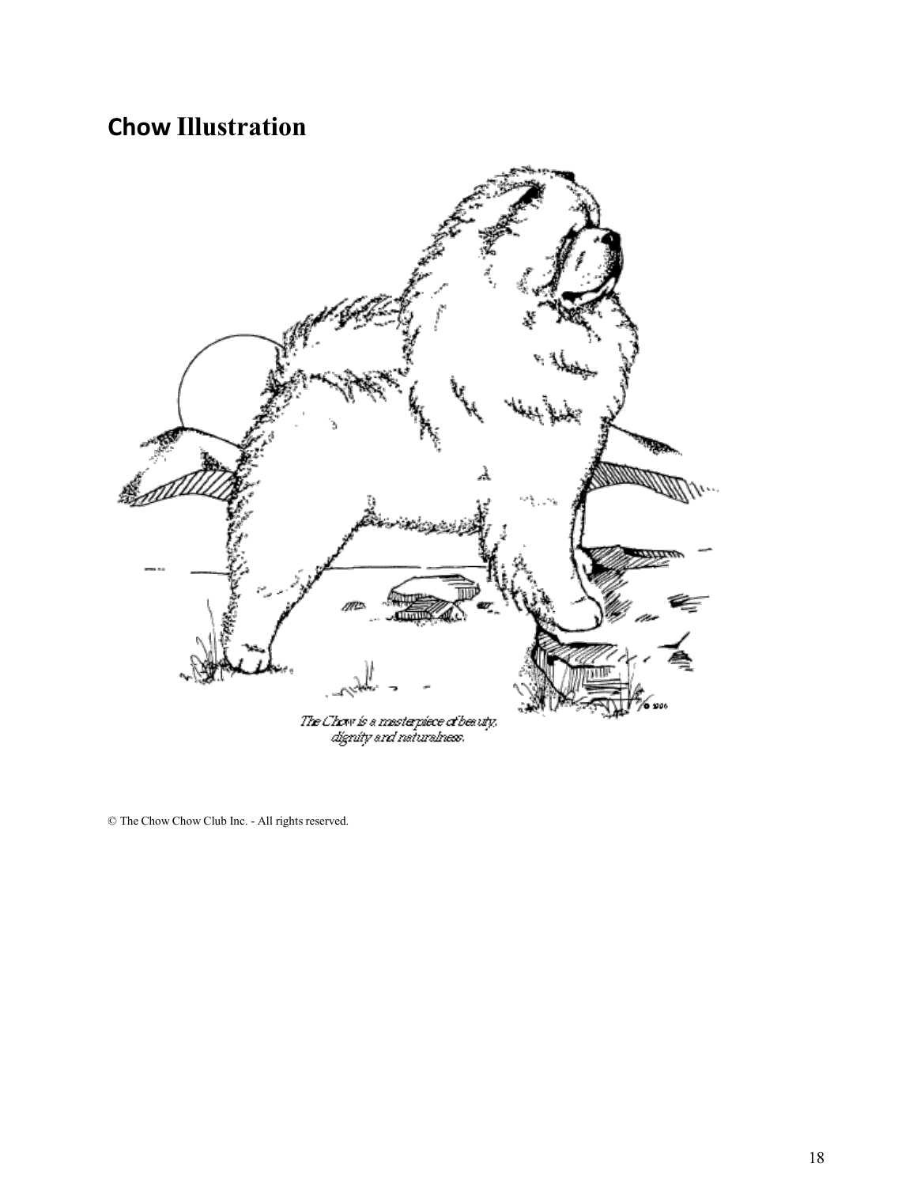## Chow Illustration

*The Chow is a masterpiece of beauty, dignity and naturalness.*

© The Chow Chow Club Inc. - All rights reserved.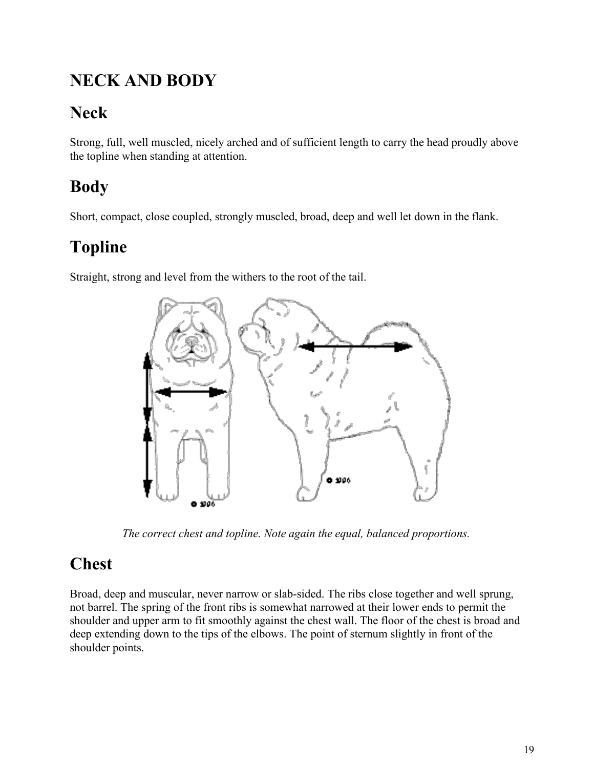# NECK AND BODY

## Neck

Strong, full, well muscled, nicely arched and of sufficient length to carry the head proudly above the topline when standing at attention.

## Body

Short, compact, close coupled, strongly muscled, broad, deep and well let down in the flank.

## Topline

Straight, strong and level from the withers to the root of the tail.

*The correct chest and topline. Note again the equal, balanced proportions.*

## Chest

Broad, deep and muscular, never narrow or slab-sided. The ribs close together and well sprung, not barrel. The spring of the front ribs is somewhat narrowed at their lower ends to permit the shoulder and upper arm to fit smoothly against the chest wall. The floor of the chest is broad and deep extending down to the tips of the elbows. The point of sternum slightly in front of the shoulder points.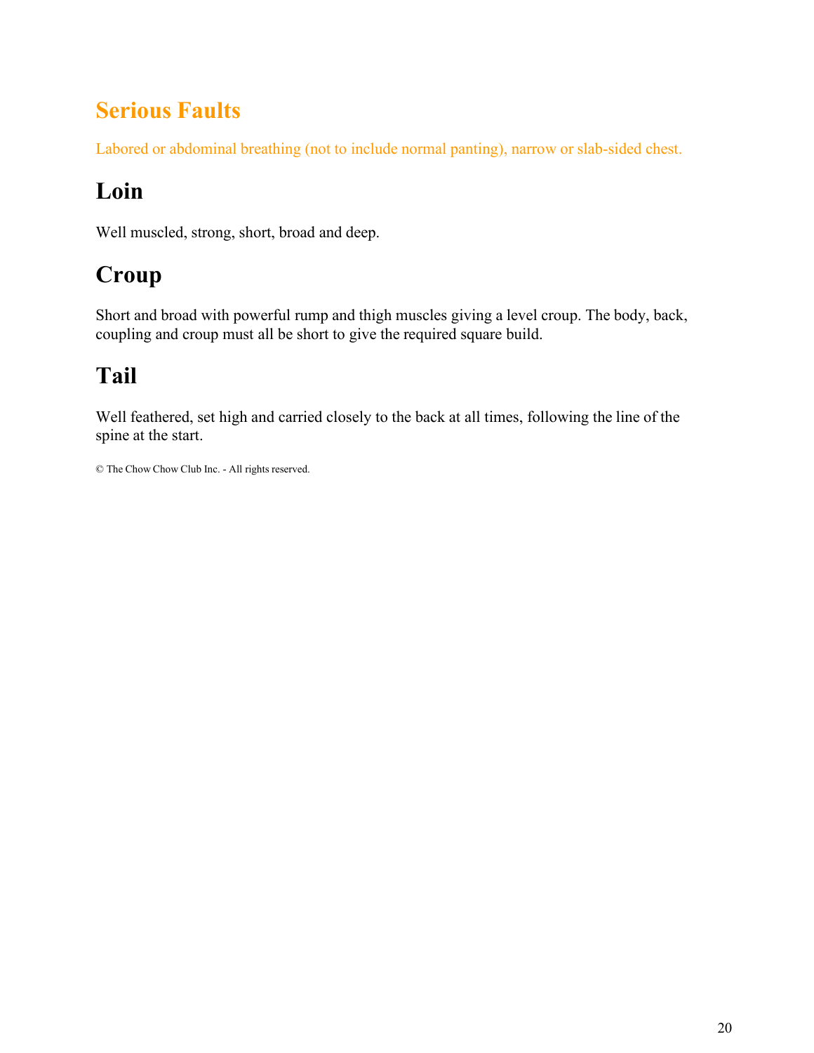## Serious Faults

Labored or abdominal breathing (not to include normal panting), narrow or slab-sided chest.

# Loin

Well muscled, strong, short, broad and deep.

# Croup

Short and broad with powerful rump and thigh muscles giving a level croup. The body, back, coupling and croup must all be short to give the required square build.

# Tail

Well feathered, set high and carried closely to the back at all times, following the line of the spine at the start.

© The Chow Chow Club Inc. - All rights reserved.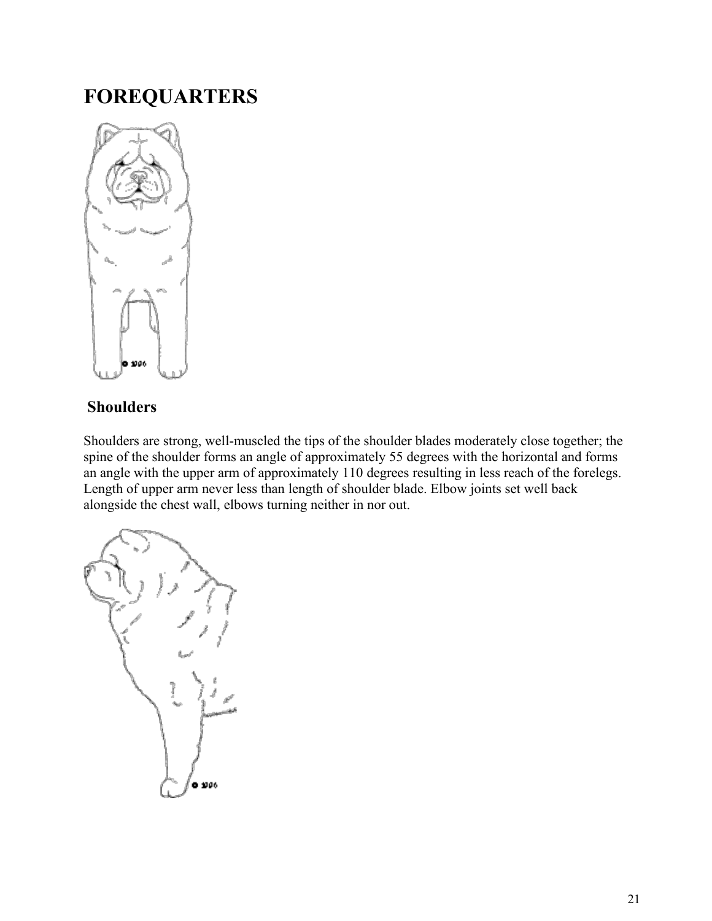# FOREQUARTERS

## Shoulders

Shoulders are strong, well-muscled the tips of the shoulder blades moderately close together; the spine of the shoulder forms an angle of approximately 55 degrees with the horizontal and forms an angle with the upper arm of approximately 110 degrees resulting in less reach of the forelegs. Length of upper arm never less than length of shoulder blade. Elbow joints set well back alongside the chest wall, elbows turning neither in nor out.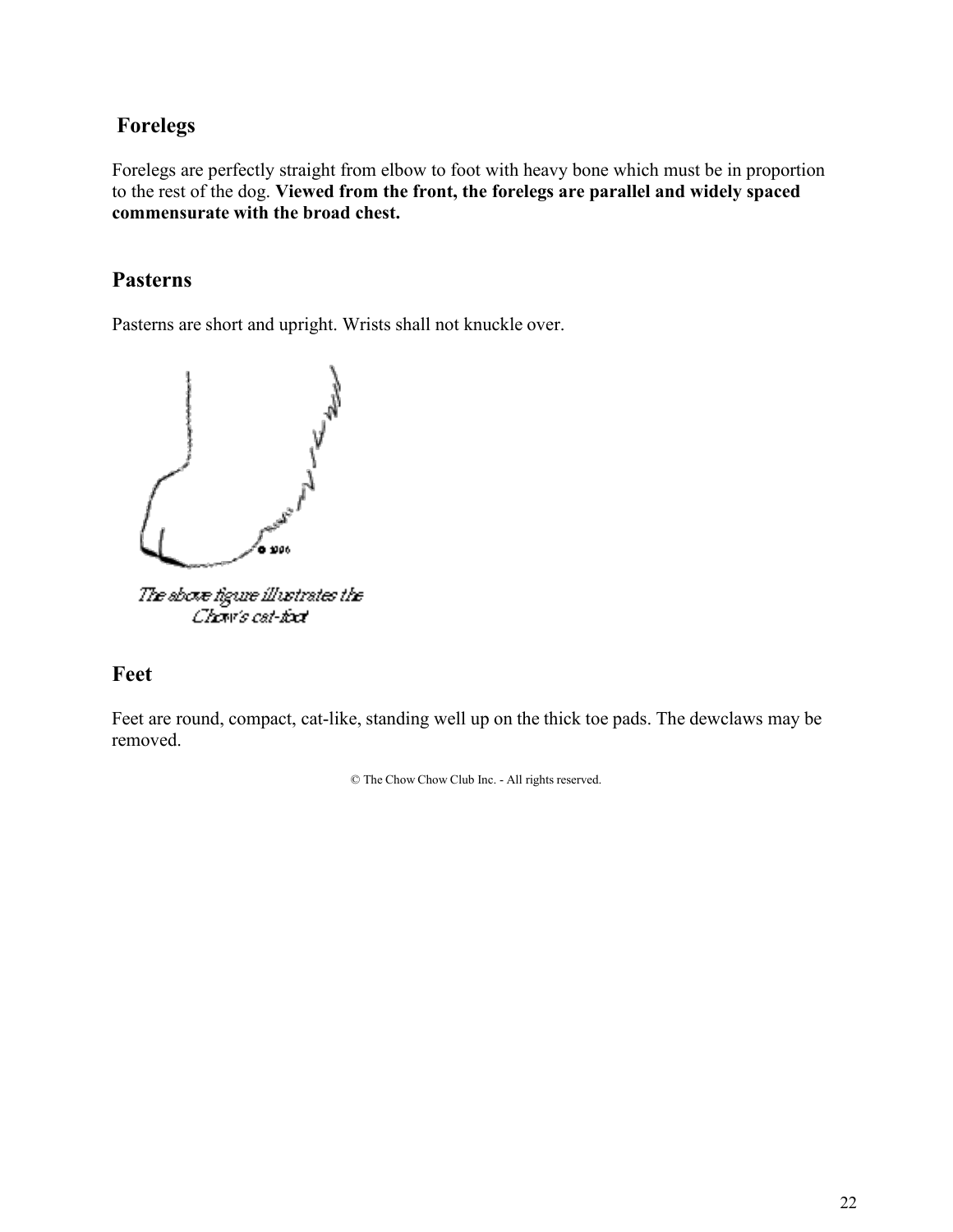## Forelegs

Forelegs are perfectly straight from elbow to foot with heavy bone which must be in proportion to the rest of the dog. **Viewed from the front, the forelegs are parallel and widely spaced commensurate with the broad chest.**

## Pasterns

Pasterns are short and upright. Wrists shall not knuckle over.

*The above figure illustrates the Chow's cat-foot*

## Feet

Feet are round, compact, cat-like, standing well up on the thick toe pads. The dewclaws may be removed.

© The Chow Chow Club Inc. - All rights reserved.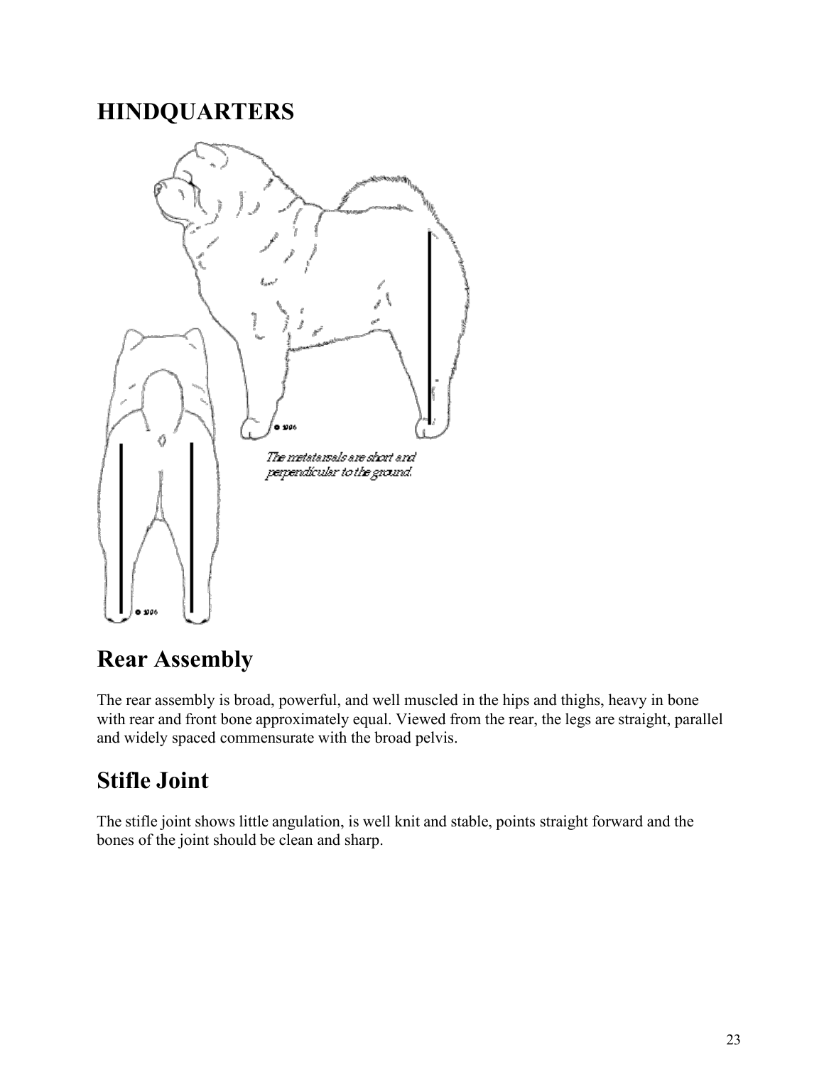# HINDQUARTERS

The metatarsals are short and perpendicular to the ground.

## Rear Assembly

The rear assembly is broad, powerful, and well muscled in the hips and thighs, heavy in bone with rear and front bone approximately equal. Viewed from the rear, the legs are straight, parallel and widely spaced commensurate with the broad pelvis.

## Stifle Joint

The stifle joint shows little angulation, is well knit and stable, points straight forward and the bones of the joint should be clean and sharp.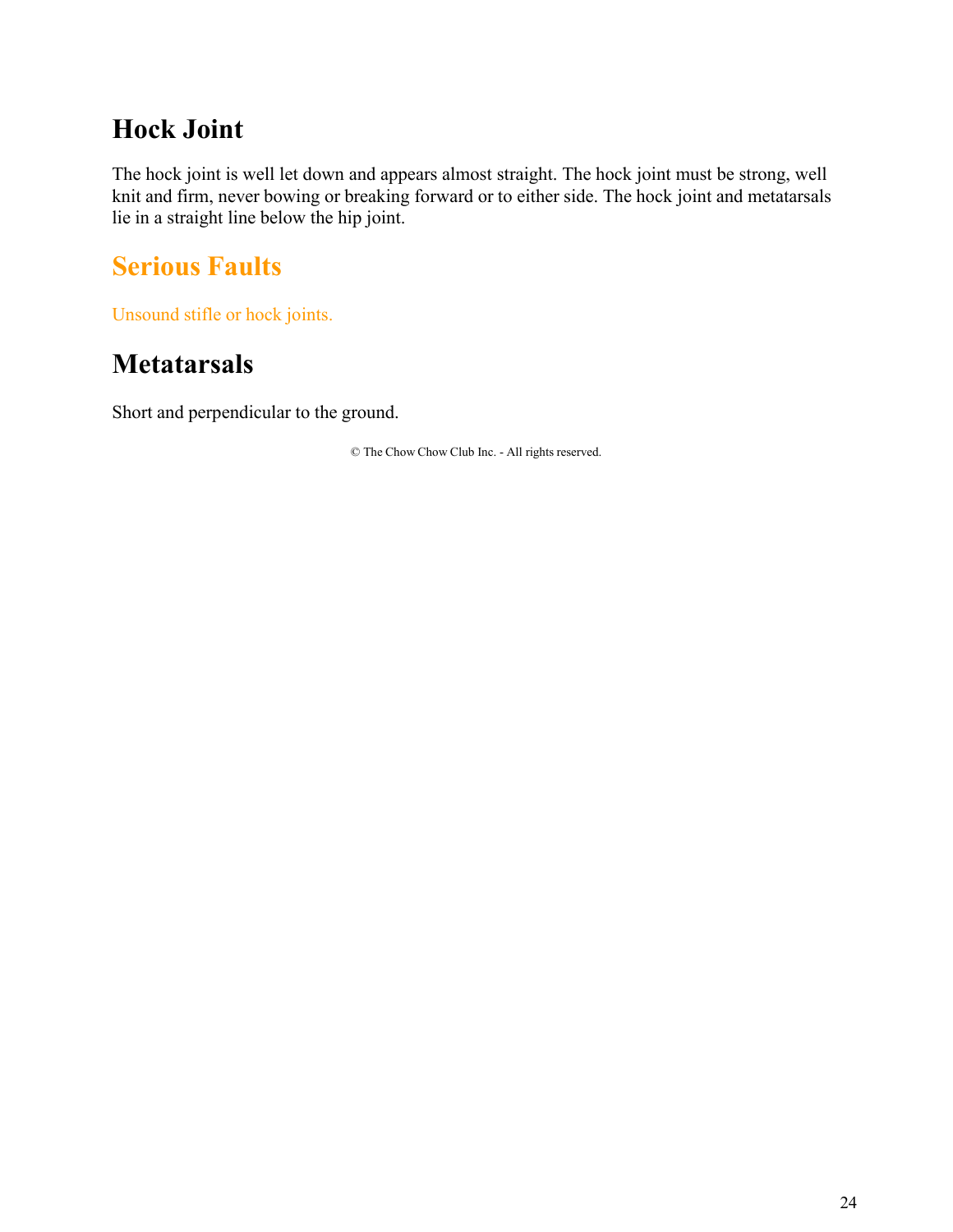## Hock Joint

The hock joint is well let down and appears almost straight. The hock joint must be strong, well knit and firm, never bowing or breaking forward or to either side. The hock joint and metatarsals lie in a straight line below the hip joint.

## Serious Faults

Unsound stifle or hock joints.

## Metatarsals

Short and perpendicular to the ground.

© The Chow Chow Club Inc. - All rights reserved.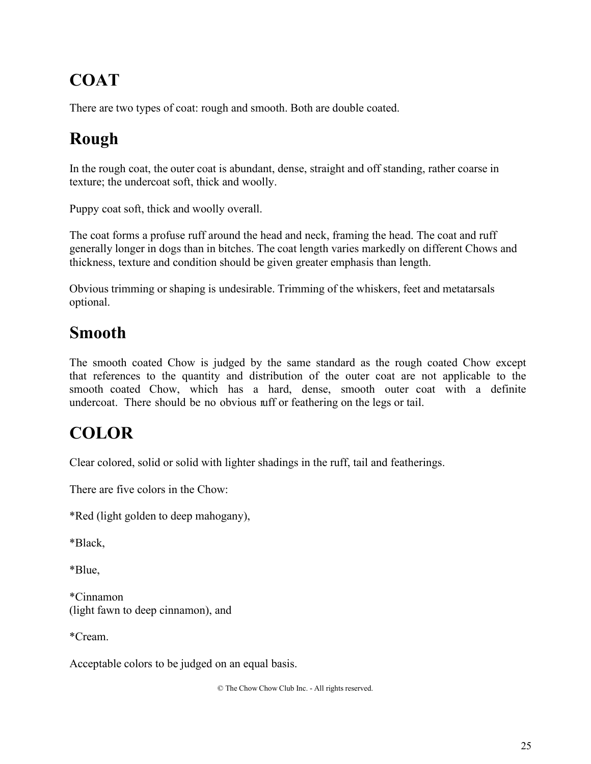# COAT

There are two types of coat: rough and smooth. Both are double coated.

## Rough

In the rough coat, the outer coat is abundant, dense, straight and off standing, rather coarse in texture; the undercoat soft, thick and woolly.

Puppy coat soft, thick and woolly overall.

The coat forms a profuse ruff around the head and neck, framing the head. The coat and ruff generally longer in dogs than in bitches. The coat length varies markedly on different Chows and thickness, texture and condition should be given greater emphasis than length.

Obvious trimming or shaping is undesirable. Trimming of the whiskers, feet and metatarsals optional.

## Smooth

The smooth coated Chow is judged by the same standard as the rough coated Chow except that references to the quantity and distribution of the outer coat are not applicable to the smooth coated Chow, which has a hard, dense, smooth outer coat with a definite undercoat. There should be no obvious ruff or feathering on the legs or tail.

# COLOR

Clear colored, solid or solid with lighter shadings in the ruff, tail and featherings.

There are five colors in the Chow:

*Red (light golden to deep mahogany),

*Black,

*Blue,

*Cinnamon
(light fawn to deep cinnamon), and

*Cream.

Acceptable colors to be judged on an equal basis.

© The Chow Chow Club Inc. - All rights reserved.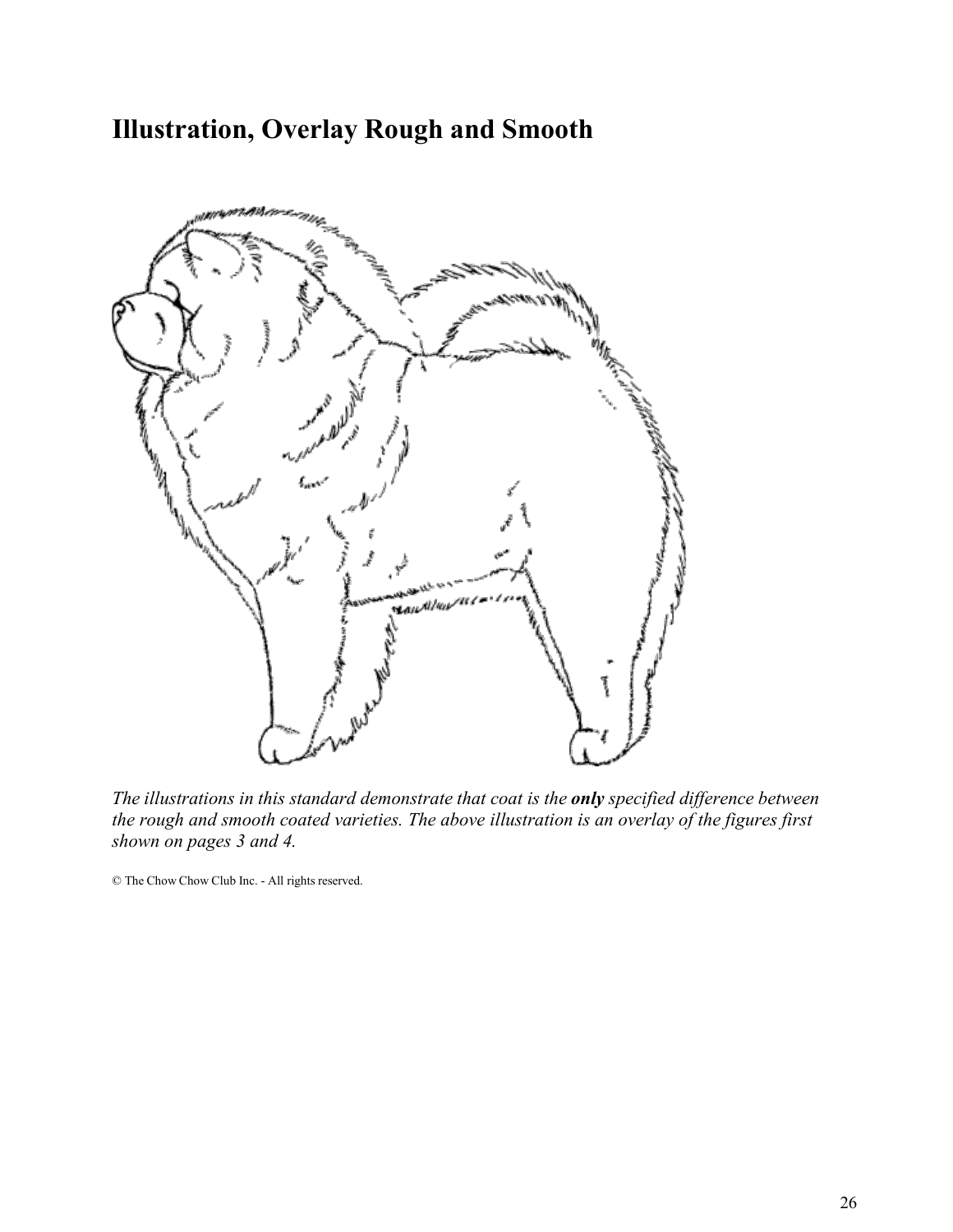## Illustration, Overlay Rough and Smooth

*The illustrations in this standard demonstrate that coat is the **only** specified difference between the rough and smooth coated varieties. The above illustration is an overlay of the figures first shown on pages 3 and 4.*

© The Chow Chow Club Inc. - All rights reserved.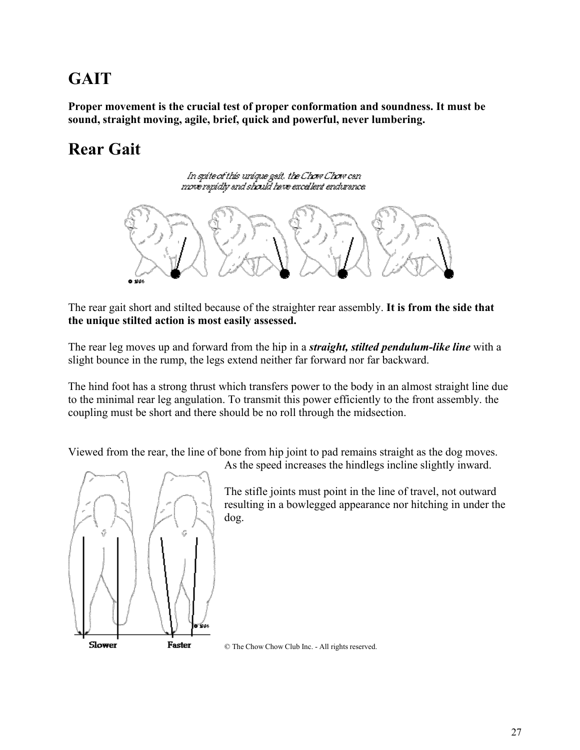# GAIT

**Proper movement is the crucial test of proper conformation and soundness. It must be sound, straight moving, agile, brief, quick and powerful, never lumbering.**

## Rear Gait

The rear gait short and stilted because of the straighter rear assembly. **It is from the side that the unique stilted action is most easily assessed.**

The rear leg moves up and forward from the hip in a ***straight, stilted pendulum-like line*** with a slight bounce in the rump, the legs extend neither far forward nor far backward.

The hind foot has a strong thrust which transfers power to the body in an almost straight line due to the minimal rear leg angulation. To transmit this power efficiently to the front assembly. the coupling must be short and there should be no roll through the midsection.

Viewed from the rear, the line of bone from hip joint to pad remains straight as the dog moves. As the speed increases the hindlegs incline slightly inward.

The stifle joints must point in the line of travel, not outward resulting in a bowlegged appearance nor hitching in under the dog.

© The Chow Chow Club Inc. - All rights reserved.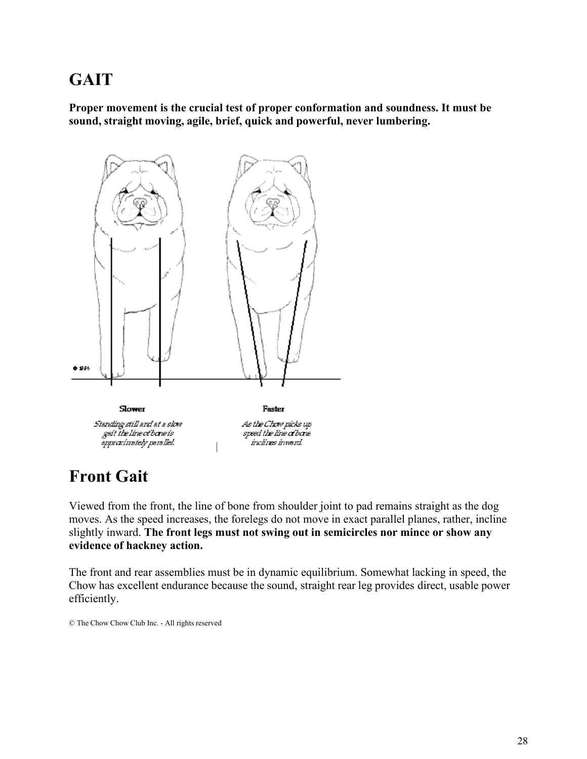# GAIT

**Proper movement is the crucial test of proper conformation and soundness. It must be sound, straight moving, agile, brief, quick and powerful, never lumbering.**

**Slower**

*Standing still and at a slow gait the line of bone is approximately parallel.*

**Faster**

*As the Chow picks up speed the line of bone inclines inward.*

# Front Gait

Viewed from the front, the line of bone from shoulder joint to pad remains straight as the dog moves. As the speed increases, the forelegs do not move in exact parallel planes, rather, incline slightly inward. **The front legs must not swing out in semicircles nor mince or show any evidence of hackney action.**

The front and rear assemblies must be in dynamic equilibrium. Somewhat lacking in speed, the Chow has excellent endurance because the sound, straight rear leg provides direct, usable power efficiently.

© The Chow Chow Club Inc. - All rights reserved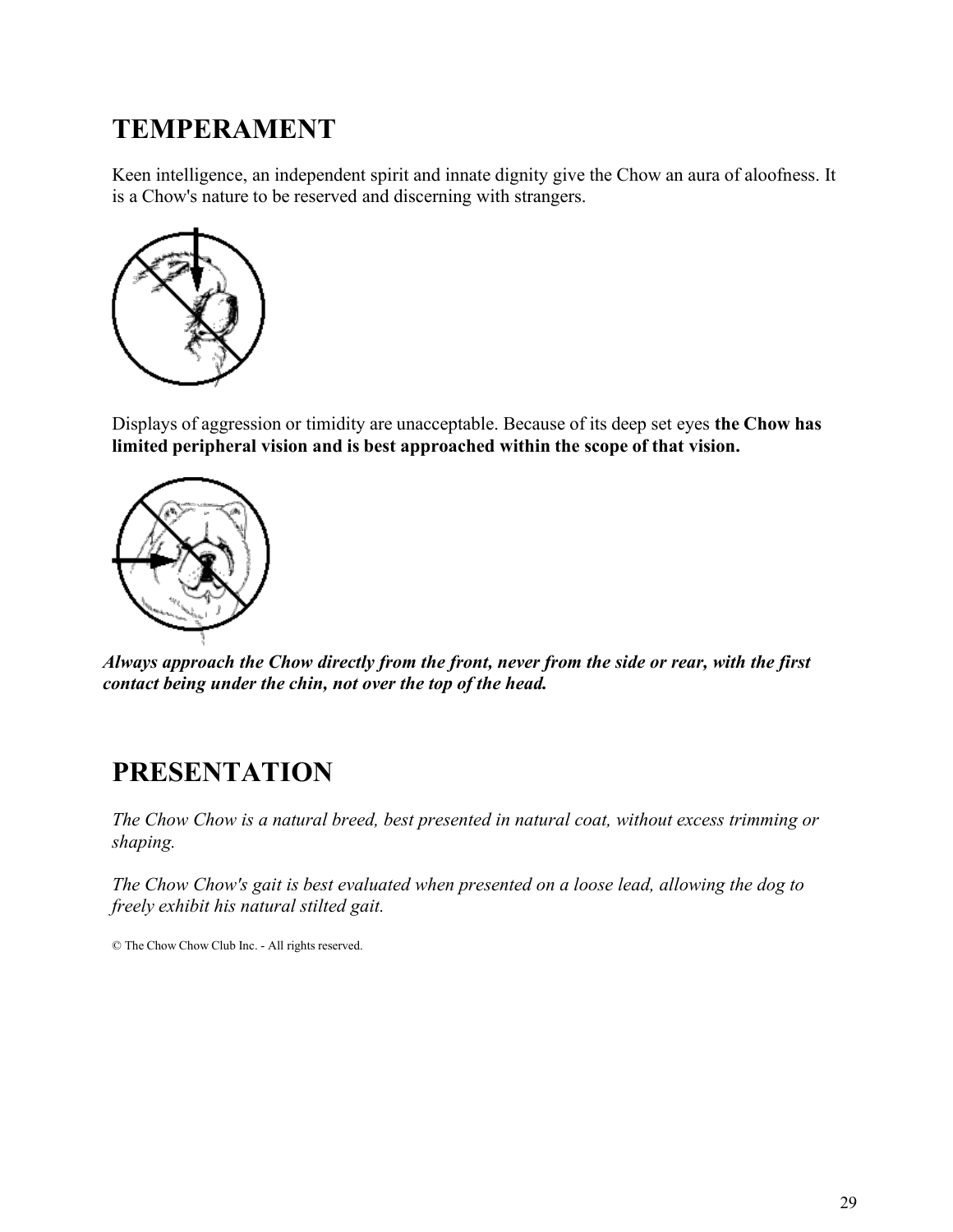# TEMPERAMENT

Keen intelligence, an independent spirit and innate dignity give the Chow an aura of aloofness. It is a Chow's nature to be reserved and discerning with strangers.

Displays of aggression or timidity are unacceptable. Because of its deep set eyes **the Chow has limited peripheral vision and is best approached within the scope of that vision.**

***Always approach the Chow directly from the front, never from the side or rear, with the first contact being under the chin, not over the top of the head.***

# PRESENTATION

*The Chow Chow is a natural breed, best presented in natural coat, without excess trimming or shaping.*

*The Chow Chow's gait is best evaluated when presented on a loose lead, allowing the dog to freely exhibit his natural stilted gait.*

© The Chow Chow Club Inc. - All rights reserved.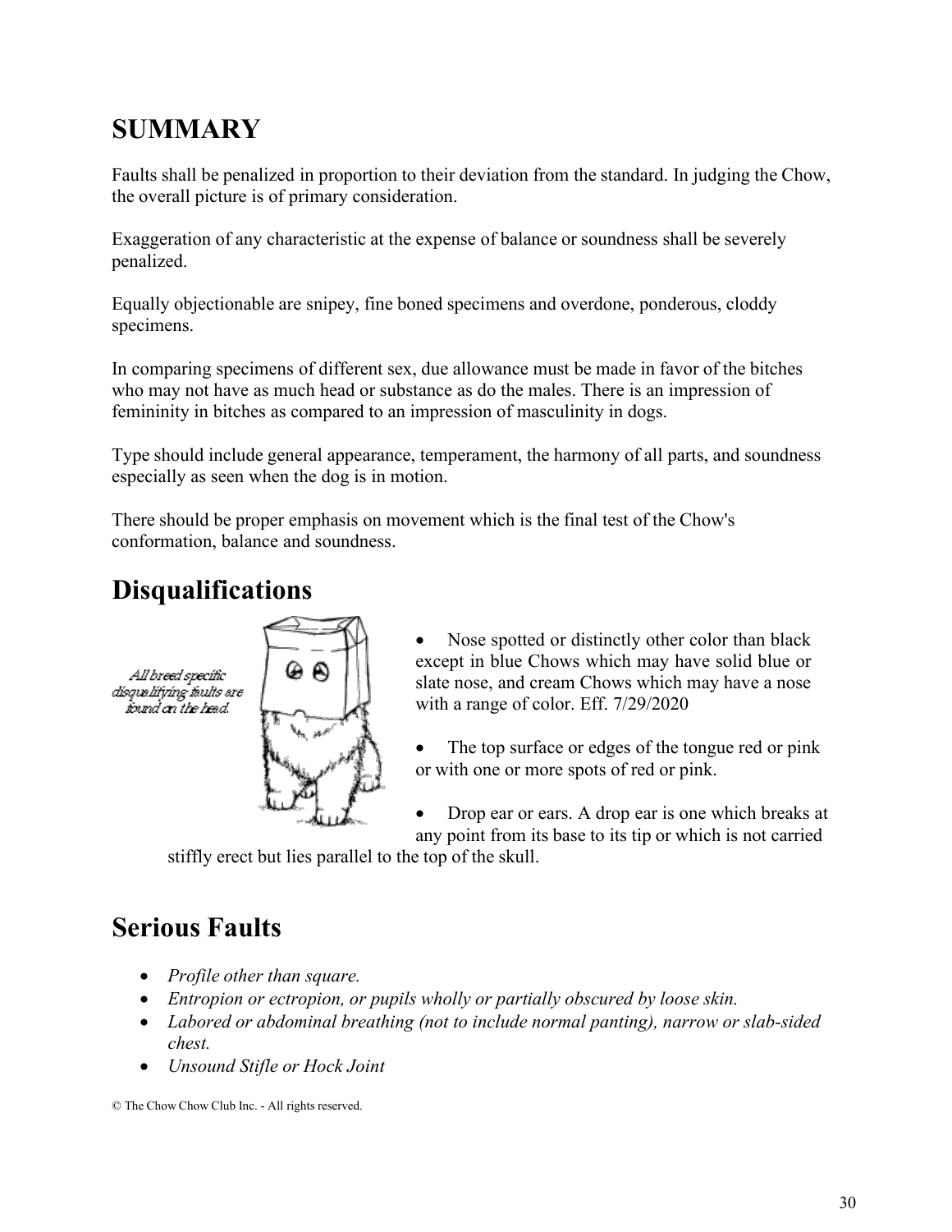# SUMMARY

Faults shall be penalized in proportion to their deviation from the standard. In judging the Chow, the overall picture is of primary consideration.

Exaggeration of any characteristic at the expense of balance or soundness shall be severely penalized.

Equally objectionable are snipey, fine boned specimens and overdone, ponderous, cloddy specimens.

In comparing specimens of different sex, due allowance must be made in favor of the bitches who may not have as much head or substance as do the males. There is an impression of femininity in bitches as compared to an impression of masculinity in dogs.

Type should include general appearance, temperament, the harmony of all parts, and soundness especially as seen when the dog is in motion.

There should be proper emphasis on movement which is the final test of the Chow's conformation, balance and soundness.

## Disqualifications

*All breed specific disqualifying faults are found on the head.*

- Nose spotted or distinctly other color than black except in blue Chows which may have solid blue or slate nose, and cream Chows which may have a nose with a range of color. Eff. 7/29/2020
- The top surface or edges of the tongue red or pink or with one or more spots of red or pink.
- Drop ear or ears. A drop ear is one which breaks at any point from its base to its tip or which is not carried stiffly erect but lies parallel to the top of the skull.

## Serious Faults

- *Profile other than square.*
- *Entropion or ectropion, or pupils wholly or partially obscured by loose skin.*
- *Labored or abdominal breathing (not to include normal panting), narrow or slab-sided chest.*
- *Unsound Stifle or Hock Joint*

© The Chow Chow Club Inc. - All rights reserved.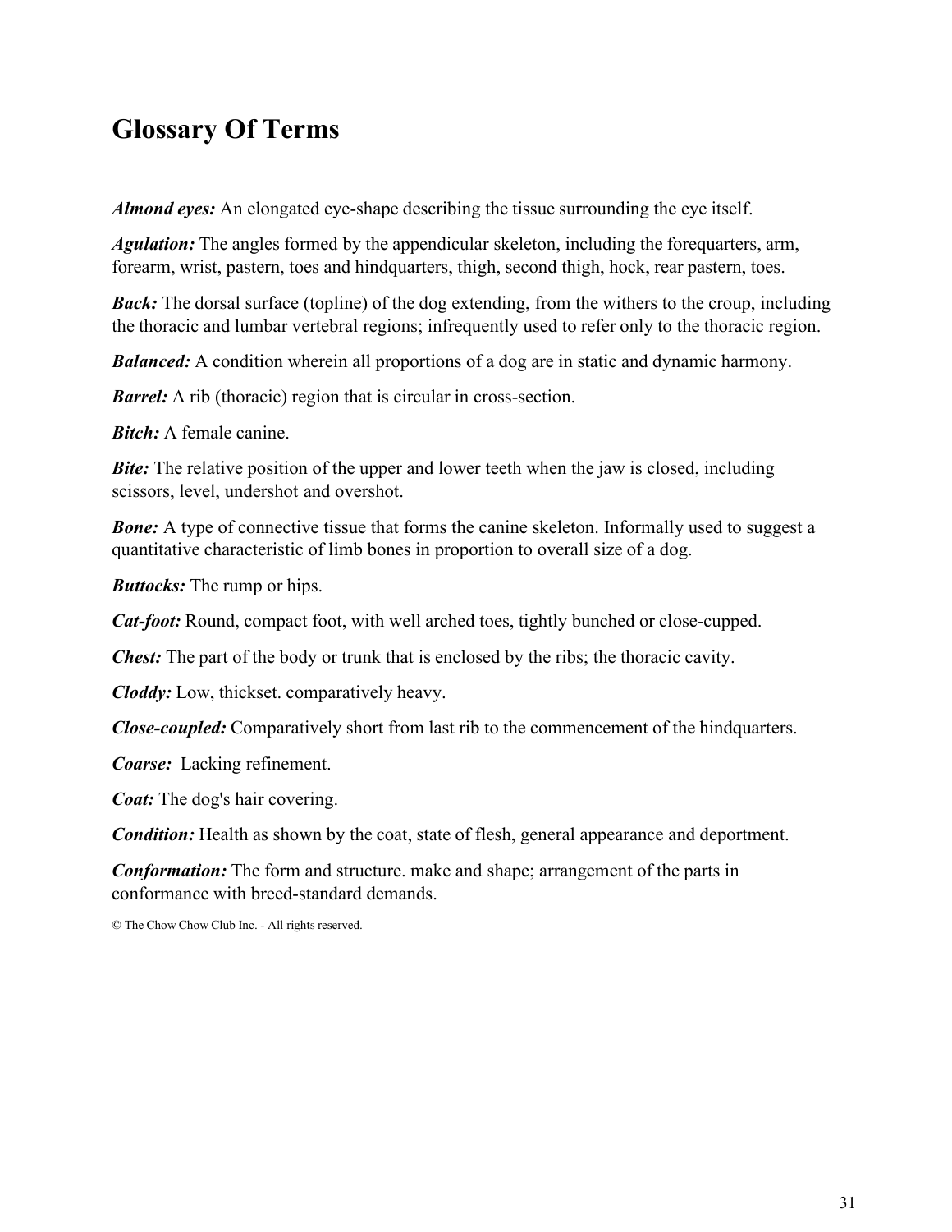## Glossary Of Terms

***Almond eyes:*** An elongated eye-shape describing the tissue surrounding the eye itself.

***Agulation:*** The angles formed by the appendicular skeleton, including the forequarters, arm, forearm, wrist, pastern, toes and hindquarters, thigh, second thigh, hock, rear pastern, toes.

***Back:*** The dorsal surface (topline) of the dog extending, from the withers to the croup, including the thoracic and lumbar vertebral regions; infrequently used to refer only to the thoracic region.

***Balanced:*** A condition wherein all proportions of a dog are in static and dynamic harmony.

***Barrel:*** A rib (thoracic) region that is circular in cross-section.

***Bitch:*** A female canine.

***Bite:*** The relative position of the upper and lower teeth when the jaw is closed, including scissors, level, undershot and overshot.

***Bone:*** A type of connective tissue that forms the canine skeleton. Informally used to suggest a quantitative characteristic of limb bones in proportion to overall size of a dog.

***Buttocks:*** The rump or hips.

***Cat-foot:*** Round, compact foot, with well arched toes, tightly bunched or close-cupped.

***Chest:*** The part of the body or trunk that is enclosed by the ribs; the thoracic cavity.

***Cloddy:*** Low, thickset. comparatively heavy.

***Close-coupled:*** Comparatively short from last rib to the commencement of the hindquarters.

***Coarse:*** Lacking refinement.

***Coat:*** The dog's hair covering.

***Condition:*** Health as shown by the coat, state of flesh, general appearance and deportment.

***Conformation:*** The form and structure. make and shape; arrangement of the parts in conformance with breed-standard demands.

© The Chow Chow Club Inc. - All rights reserved.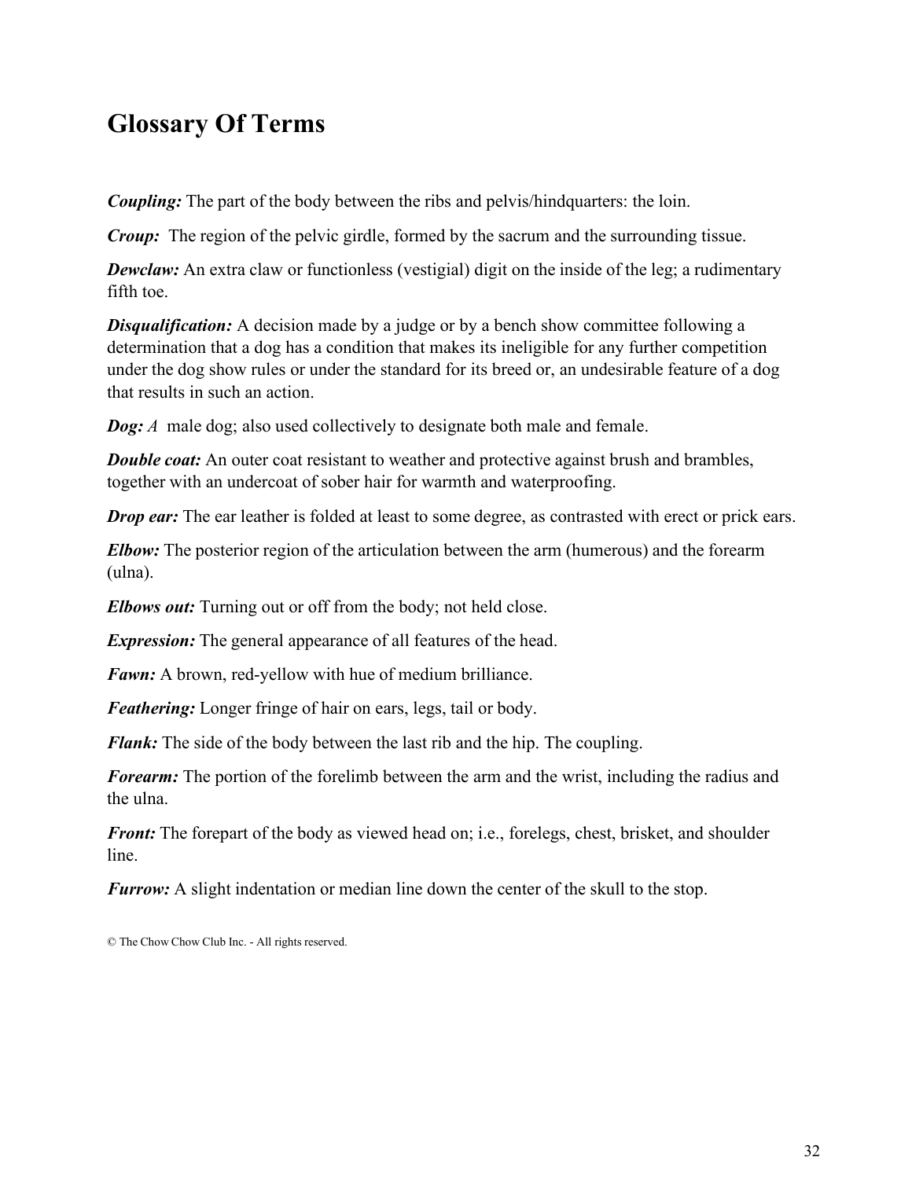## Glossary Of Terms

***Coupling:*** The part of the body between the ribs and pelvis/hindquarters: the loin.

***Croup:*** The region of the pelvic girdle, formed by the sacrum and the surrounding tissue.

***Dewclaw:*** An extra claw or functionless (vestigial) digit on the inside of the leg; a rudimentary fifth toe.

***Disqualification:*** A decision made by a judge or by a bench show committee following a determination that a dog has a condition that makes its ineligible for any further competition under the dog show rules or under the standard for its breed or, an undesirable feature of a dog that results in such an action.

***Dog:*** *A* male dog; also used collectively to designate both male and female.

***Double coat:*** An outer coat resistant to weather and protective against brush and brambles, together with an undercoat of sober hair for warmth and waterproofing.

***Drop ear:*** The ear leather is folded at least to some degree, as contrasted with erect or prick ears.

***Elbow:*** The posterior region of the articulation between the arm (humerous) and the forearm (ulna).

***Elbows out:*** Turning out or off from the body; not held close.

***Expression:*** The general appearance of all features of the head.

***Fawn:*** A brown, red-yellow with hue of medium brilliance.

***Feathering:*** Longer fringe of hair on ears, legs, tail or body.

***Flank:*** The side of the body between the last rib and the hip. The coupling.

***Forearm:*** The portion of the forelimb between the arm and the wrist, including the radius and the ulna.

***Front:*** The forepart of the body as viewed head on; i.e., forelegs, chest, brisket, and shoulder line.

***Furrow:*** A slight indentation or median line down the center of the skull to the stop.

© The Chow Chow Club Inc. - All rights reserved.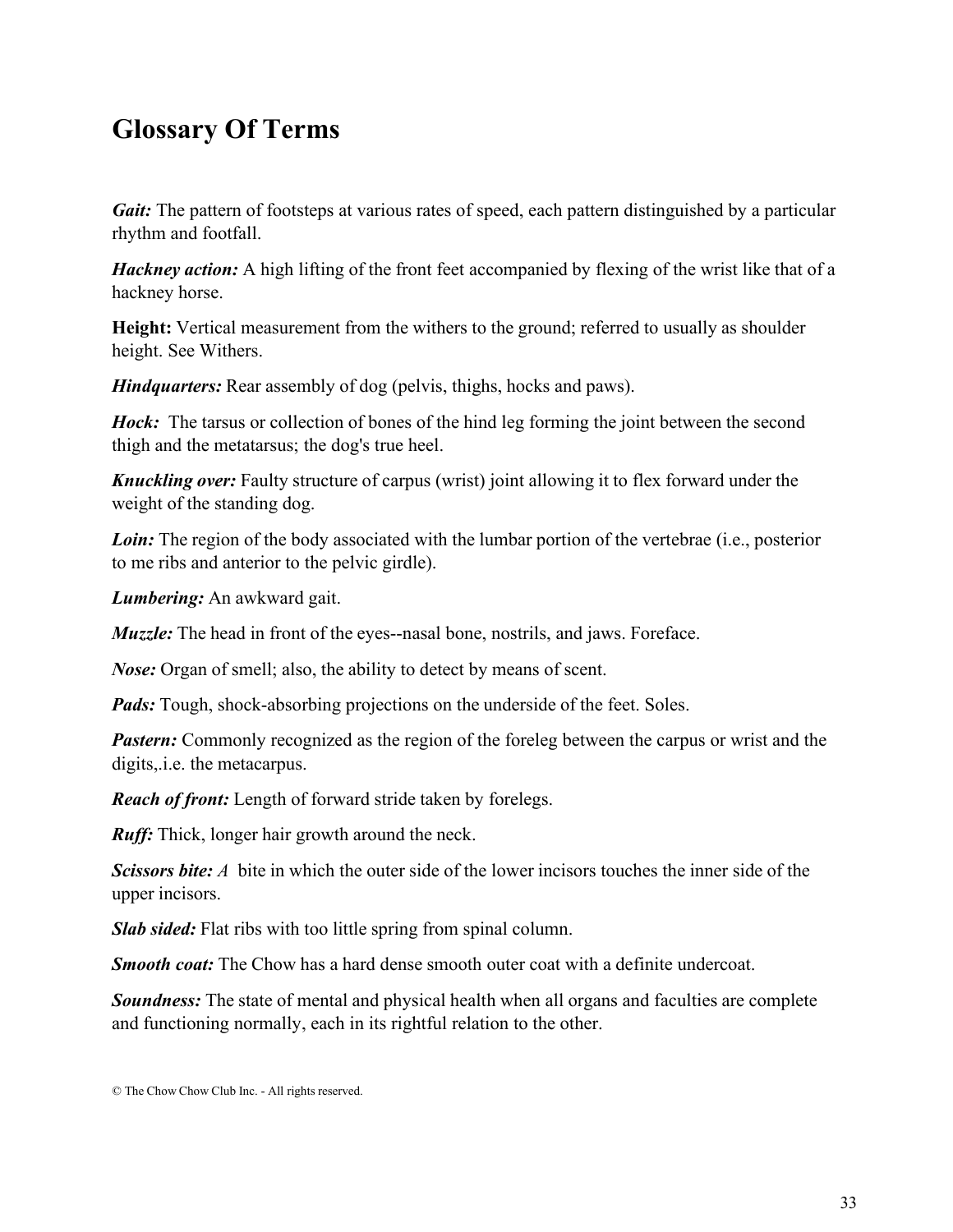## Glossary Of Terms

***Gait:*** The pattern of footsteps at various rates of speed, each pattern distinguished by a particular rhythm and footfall.

***Hackney action:*** A high lifting of the front feet accompanied by flexing of the wrist like that of a hackney horse.

**Height:** Vertical measurement from the withers to the ground; referred to usually as shoulder height. See Withers.

***Hindquarters:*** Rear assembly of dog (pelvis, thighs, hocks and paws).

***Hock:*** The tarsus or collection of bones of the hind leg forming the joint between the second thigh and the metatarsus; the dog's true heel.

***Knuckling over:*** Faulty structure of carpus (wrist) joint allowing it to flex forward under the weight of the standing dog.

***Loin:*** The region of the body associated with the lumbar portion of the vertebrae (i.e., posterior to me ribs and anterior to the pelvic girdle).

***Lumbering:*** An awkward gait.

***Muzzle:*** The head in front of the eyes--nasal bone, nostrils, and jaws. Foreface.

***Nose:*** Organ of smell; also, the ability to detect by means of scent.

***Pads:*** Tough, shock-absorbing projections on the underside of the feet. Soles.

***Pastern:*** Commonly recognized as the region of the foreleg between the carpus or wrist and the digits,.i.e. the metacarpus.

***Reach of front:*** Length of forward stride taken by forelegs.

***Ruff:*** Thick, longer hair growth around the neck.

***Scissors bite:*** *A* bite in which the outer side of the lower incisors touches the inner side of the upper incisors.

***Slab sided:*** Flat ribs with too little spring from spinal column.

***Smooth coat:*** The Chow has a hard dense smooth outer coat with a definite undercoat.

***Soundness:*** The state of mental and physical health when all organs and faculties are complete and functioning normally, each in its rightful relation to the other.

© The Chow Chow Club Inc. - All rights reserved.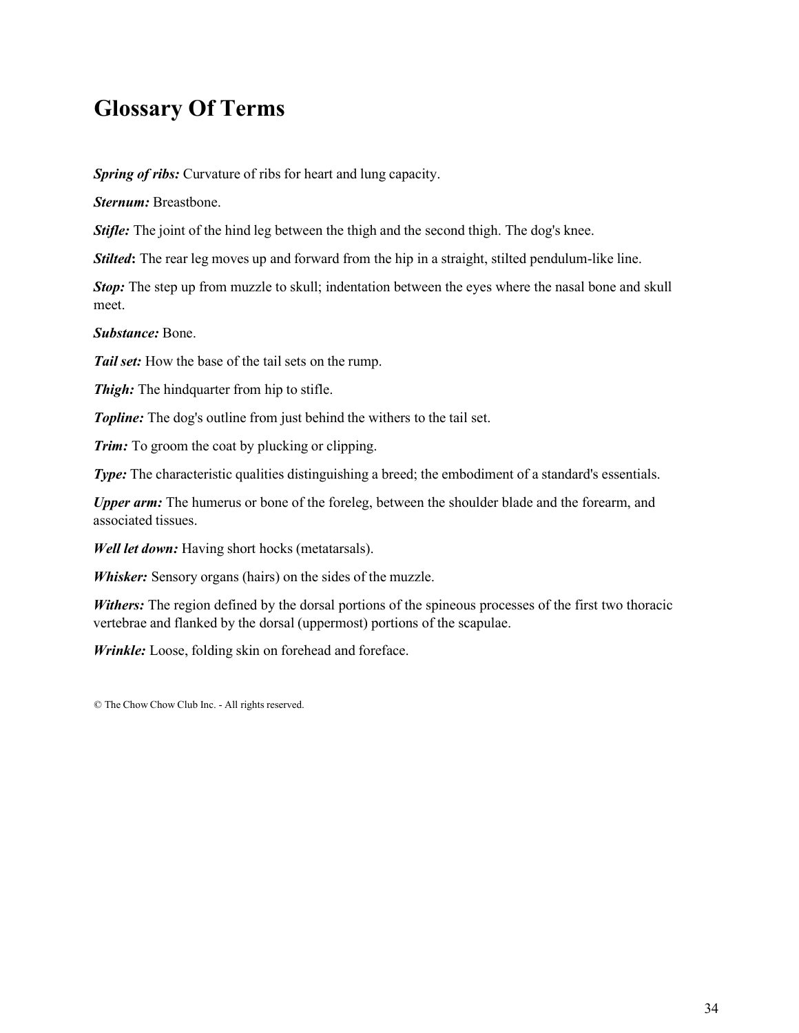# Glossary Of Terms

***Spring of ribs:*** Curvature of ribs for heart and lung capacity.

***Sternum:*** Breastbone.

***Stifle:*** The joint of the hind leg between the thigh and the second thigh. The dog's knee.

***Stilted*:** The rear leg moves up and forward from the hip in a straight, stilted pendulum-like line.

***Stop:*** The step up from muzzle to skull; indentation between the eyes where the nasal bone and skull meet.

***Substance:*** Bone.

***Tail set:*** How the base of the tail sets on the rump.

***Thigh:*** The hindquarter from hip to stifle.

***Topline:*** The dog's outline from just behind the withers to the tail set.

***Trim:*** To groom the coat by plucking or clipping.

***Type:*** The characteristic qualities distinguishing a breed; the embodiment of a standard's essentials.

***Upper arm:*** The humerus or bone of the foreleg, between the shoulder blade and the forearm, and associated tissues.

***Well let down:*** Having short hocks (metatarsals).

***Whisker:*** Sensory organs (hairs) on the sides of the muzzle.

***Withers:*** The region defined by the dorsal portions of the spineous processes of the first two thoracic vertebrae and flanked by the dorsal (uppermost) portions of the scapulae.

***Wrinkle:*** Loose, folding skin on forehead and foreface.

© The Chow Chow Club Inc. - All rights reserved.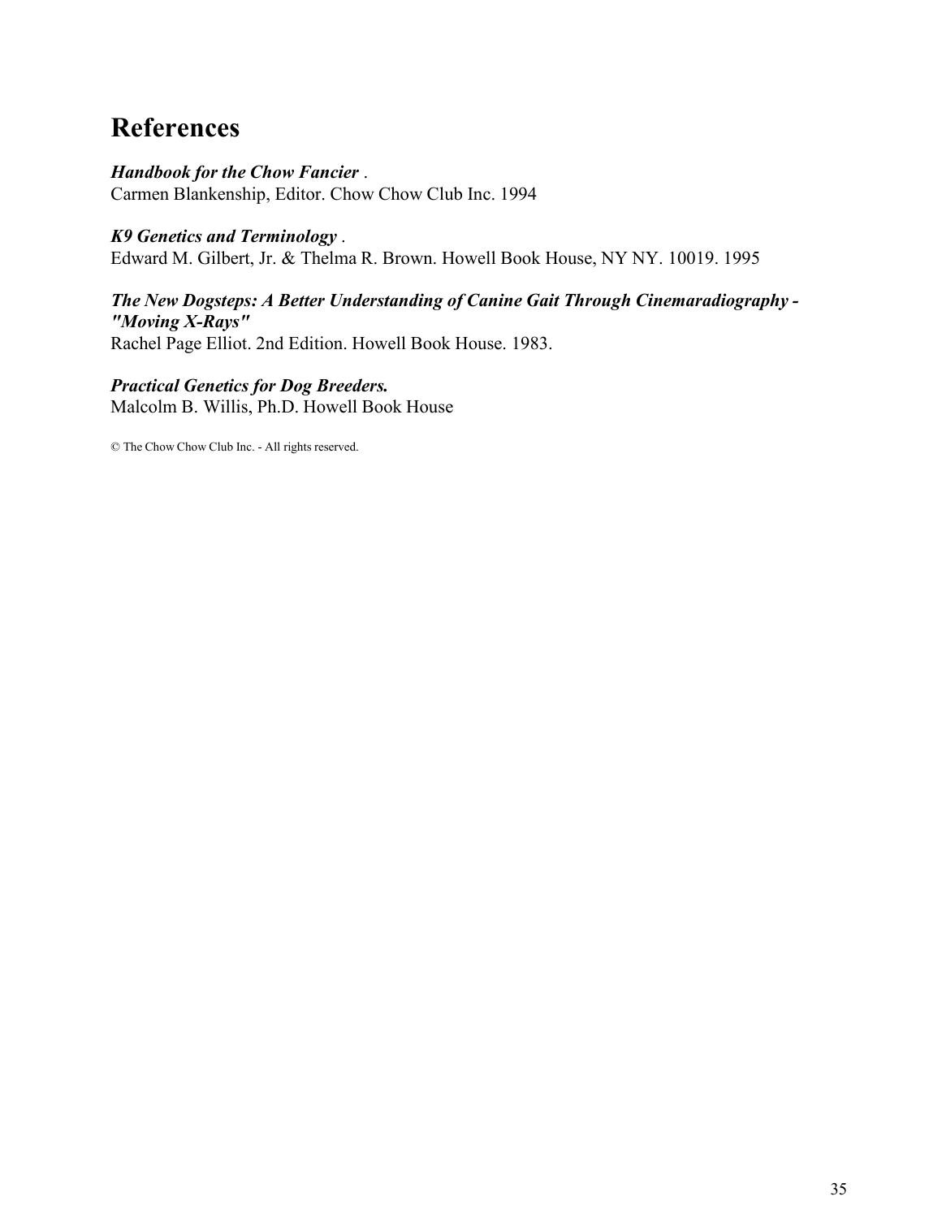# References

***Handbook for the Chow Fancier*** .
Carmen Blankenship, Editor. Chow Chow Club Inc. 1994

***K9 Genetics and Terminology*** .
Edward M. Gilbert, Jr. & Thelma R. Brown. Howell Book House, NY NY. 10019. 1995

***The New Dogsteps: A Better Understanding of Canine Gait Through Cinemaradiography - "Moving X-Rays"***
Rachel Page Elliot. 2nd Edition. Howell Book House. 1983.

***Practical Genetics for Dog Breeders.***
Malcolm B. Willis, Ph.D. Howell Book House

© The Chow Chow Club Inc. - All rights reserved.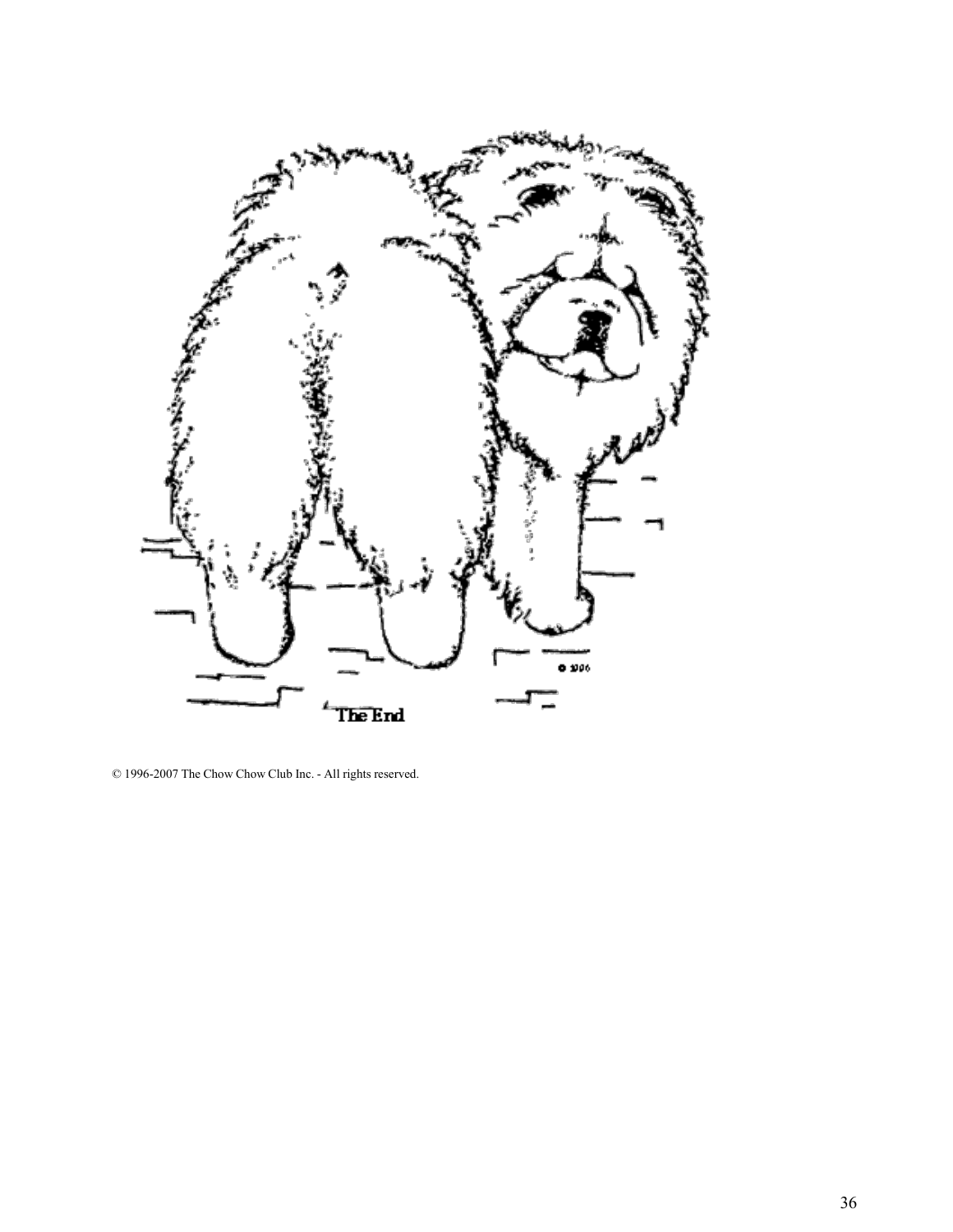© 1996-2007 The Chow Chow Club Inc. - All rights reserved.